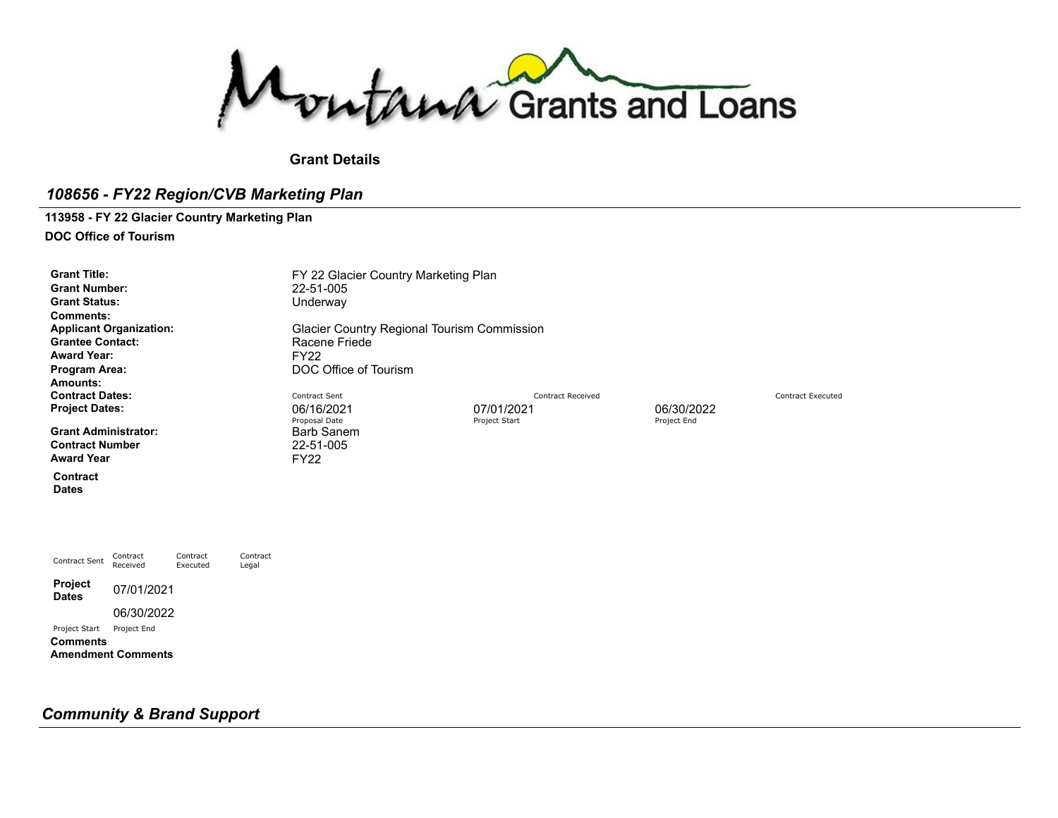Montana Grants and Loans

**Grant Details**

## *108656 - FY22 Region/CVB Marketing Plan*

**113958 - FY 22 Glacier Country Marketing Plan**

**DOC Office of Tourism**

| | | | | |
|---|---|---|---|---|
| **Grant Title:** | FY 22 Glacier Country Marketing Plan | | | |
| **Grant Number:** | 22-51-005 | | | |
| **Grant Status:** | Underway | | | |
| **Comments:** | | | | |
| **Applicant Organization:** | Glacier Country Regional Tourism Commission | | | |
| **Grantee Contact:** | Racene Friede | | | |
| **Award Year:** | FY22 | | | |
| **Program Area:** | DOC Office of Tourism | | | |
| **Amounts:** | | | | |
| **Contract Dates:** | Contract Sent | Contract Received | | Contract Executed |
| **Project Dates:** | 06/16/2021 | 07/01/2021 | 06/30/2022 | |
| | Proposal Date | Project Start | Project End | |
| **Grant Administrator:** | Barb Sanem | | | |
| **Contract Number** | 22-51-005 | | | |
| **Award Year** | FY22 | | | |

**Contract Dates**

| Contract Sent | Contract Received | Contract Executed | Contract Legal |
|---|---|---|---|
| | | | |

**Project Dates**

| Project Start | Project End |
|---|---|
| 07/01/2021 | 06/30/2022 |

**Comments**

**Amendment Comments**

## *Community & Brand Support*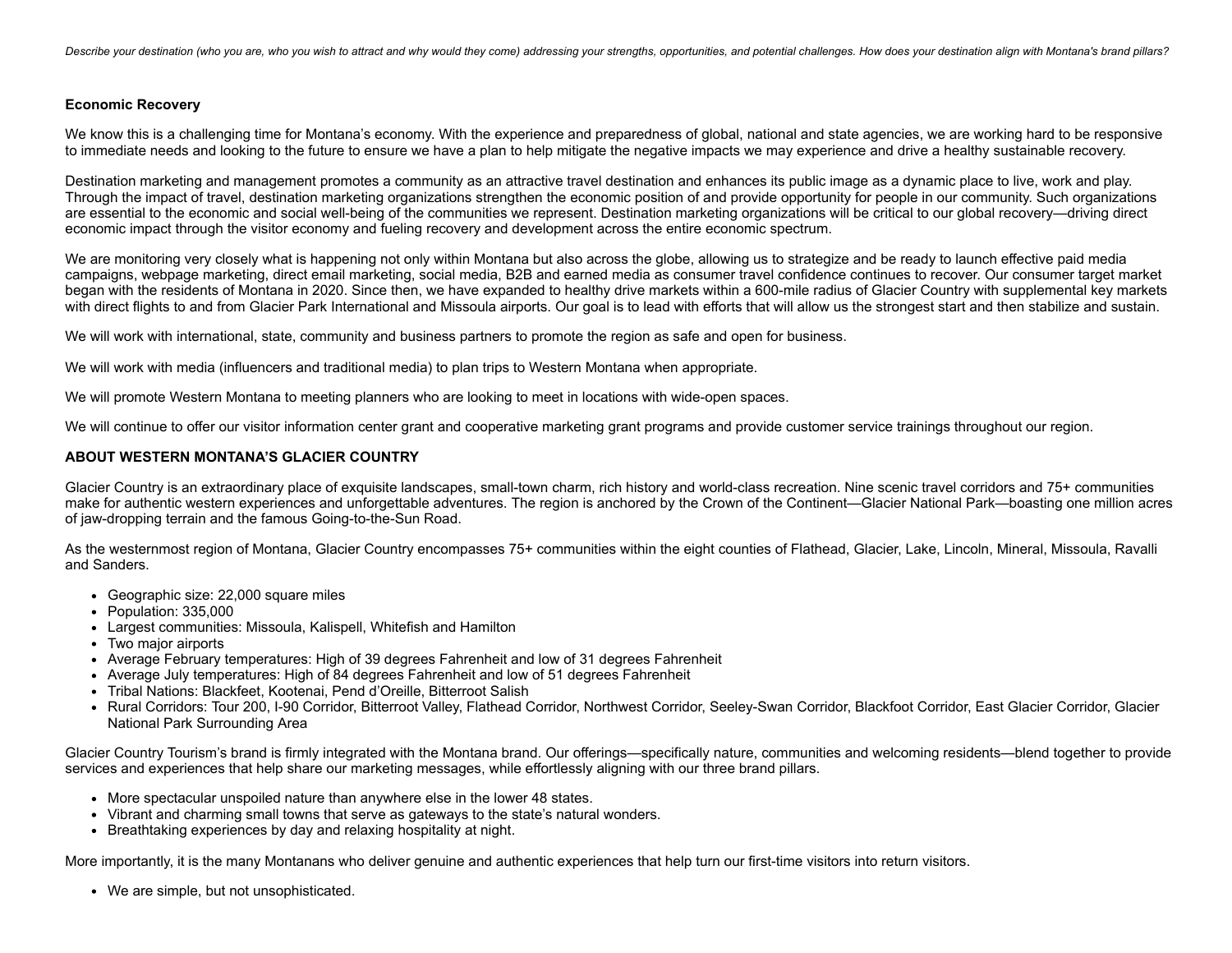*Describe your destination (who you are, who you wish to attract and why would they come) addressing your strengths, opportunities, and potential challenges. How does your destination align with Montana's brand pillars?*

**Economic Recovery**

We know this is a challenging time for Montana's economy. With the experience and preparedness of global, national and state agencies, we are working hard to be responsive to immediate needs and looking to the future to ensure we have a plan to help mitigate the negative impacts we may experience and drive a healthy sustainable recovery.

Destination marketing and management promotes a community as an attractive travel destination and enhances its public image as a dynamic place to live, work and play. Through the impact of travel, destination marketing organizations strengthen the economic position of and provide opportunity for people in our community. Such organizations are essential to the economic and social well-being of the communities we represent. Destination marketing organizations will be critical to our global recovery—driving direct economic impact through the visitor economy and fueling recovery and development across the entire economic spectrum.

We are monitoring very closely what is happening not only within Montana but also across the globe, allowing us to strategize and be ready to launch effective paid media campaigns, webpage marketing, direct email marketing, social media, B2B and earned media as consumer travel confidence continues to recover. Our consumer target market began with the residents of Montana in 2020. Since then, we have expanded to healthy drive markets within a 600-mile radius of Glacier Country with supplemental key markets with direct flights to and from Glacier Park International and Missoula airports. Our goal is to lead with efforts that will allow us the strongest start and then stabilize and sustain.

We will work with international, state, community and business partners to promote the region as safe and open for business.

We will work with media (influencers and traditional media) to plan trips to Western Montana when appropriate.

We will promote Western Montana to meeting planners who are looking to meet in locations with wide-open spaces.

We will continue to offer our visitor information center grant and cooperative marketing grant programs and provide customer service trainings throughout our region.

**ABOUT WESTERN MONTANA'S GLACIER COUNTRY**

Glacier Country is an extraordinary place of exquisite landscapes, small-town charm, rich history and world-class recreation. Nine scenic travel corridors and 75+ communities make for authentic western experiences and unforgettable adventures. The region is anchored by the Crown of the Continent—Glacier National Park—boasting one million acres of jaw-dropping terrain and the famous Going-to-the-Sun Road.

As the westernmost region of Montana, Glacier Country encompasses 75+ communities within the eight counties of Flathead, Glacier, Lake, Lincoln, Mineral, Missoula, Ravalli and Sanders.

- Geographic size: 22,000 square miles
- Population: 335,000
- Largest communities: Missoula, Kalispell, Whitefish and Hamilton
- Two major airports
- Average February temperatures: High of 39 degrees Fahrenheit and low of 31 degrees Fahrenheit
- Average July temperatures: High of 84 degrees Fahrenheit and low of 51 degrees Fahrenheit
- Tribal Nations: Blackfeet, Kootenai, Pend d'Oreille, Bitterroot Salish
- Rural Corridors: Tour 200, I-90 Corridor, Bitterroot Valley, Flathead Corridor, Northwest Corridor, Seeley-Swan Corridor, Blackfoot Corridor, East Glacier Corridor, Glacier National Park Surrounding Area

Glacier Country Tourism's brand is firmly integrated with the Montana brand. Our offerings—specifically nature, communities and welcoming residents—blend together to provide services and experiences that help share our marketing messages, while effortlessly aligning with our three brand pillars.

- More spectacular unspoiled nature than anywhere else in the lower 48 states.
- Vibrant and charming small towns that serve as gateways to the state's natural wonders.
- Breathtaking experiences by day and relaxing hospitality at night.

More importantly, it is the many Montanans who deliver genuine and authentic experiences that help turn our first-time visitors into return visitors.

- We are simple, but not unsophisticated.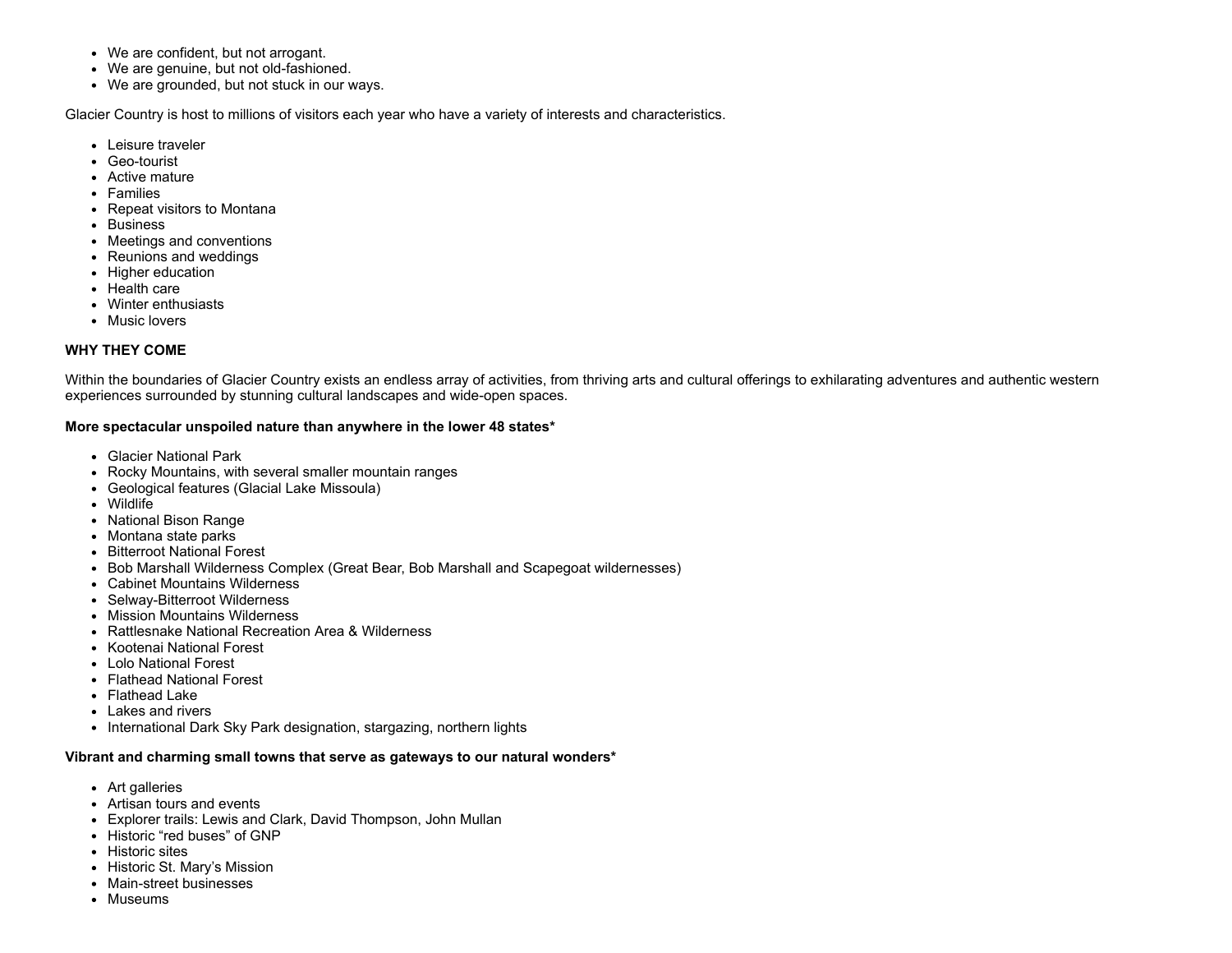- We are confident, but not arrogant.
- We are genuine, but not old-fashioned.
- We are grounded, but not stuck in our ways.

Glacier Country is host to millions of visitors each year who have a variety of interests and characteristics.

- Leisure traveler
- Geo-tourist
- Active mature
- Families
- Repeat visitors to Montana
- Business
- Meetings and conventions
- Reunions and weddings
- Higher education
- Health care
- Winter enthusiasts
- Music lovers

**WHY THEY COME**

Within the boundaries of Glacier Country exists an endless array of activities, from thriving arts and cultural offerings to exhilarating adventures and authentic western experiences surrounded by stunning cultural landscapes and wide-open spaces.

**More spectacular unspoiled nature than anywhere in the lower 48 states***

- Glacier National Park
- Rocky Mountains, with several smaller mountain ranges
- Geological features (Glacial Lake Missoula)
- Wildlife
- National Bison Range
- Montana state parks
- Bitterroot National Forest
- Bob Marshall Wilderness Complex (Great Bear, Bob Marshall and Scapegoat wildernesses)
- Cabinet Mountains Wilderness
- Selway-Bitterroot Wilderness
- Mission Mountains Wilderness
- Rattlesnake National Recreation Area & Wilderness
- Kootenai National Forest
- Lolo National Forest
- Flathead National Forest
- Flathead Lake
- Lakes and rivers
- International Dark Sky Park designation, stargazing, northern lights

**Vibrant and charming small towns that serve as gateways to our natural wonders***

- Art galleries
- Artisan tours and events
- Explorer trails: Lewis and Clark, David Thompson, John Mullan
- Historic "red buses" of GNP
- Historic sites
- Historic St. Mary's Mission
- Main-street businesses
- Museums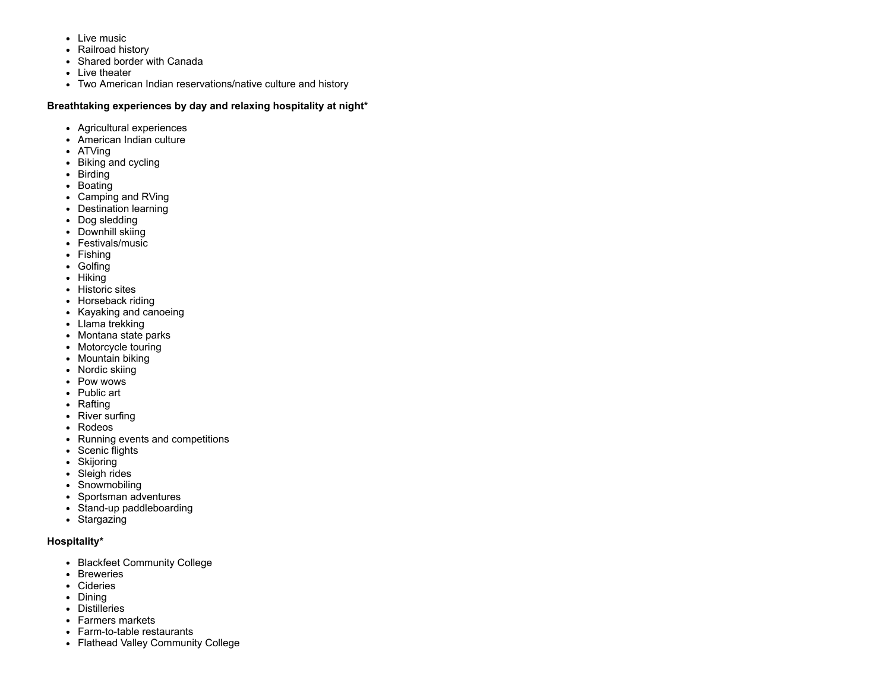- Live music
- Railroad history
- Shared border with Canada
- Live theater
- Two American Indian reservations/native culture and history

**Breathtaking experiences by day and relaxing hospitality at night***

- Agricultural experiences
- American Indian culture
- ATVing
- Biking and cycling
- Birding
- Boating
- Camping and RVing
- Destination learning
- Dog sledding
- Downhill skiing
- Festivals/music
- Fishing
- Golfing
- Hiking
- Historic sites
- Horseback riding
- Kayaking and canoeing
- Llama trekking
- Montana state parks
- Motorcycle touring
- Mountain biking
- Nordic skiing
- Pow wows
- Public art
- Rafting
- River surfing
- Rodeos
- Running events and competitions
- Scenic flights
- Skijoring
- Sleigh rides
- Snowmobiling
- Sportsman adventures
- Stand-up paddleboarding
- Stargazing

**Hospitality***

- Blackfeet Community College
- Breweries
- Cideries
- Dining
- Distilleries
- Farmers markets
- Farm-to-table restaurants
- Flathead Valley Community College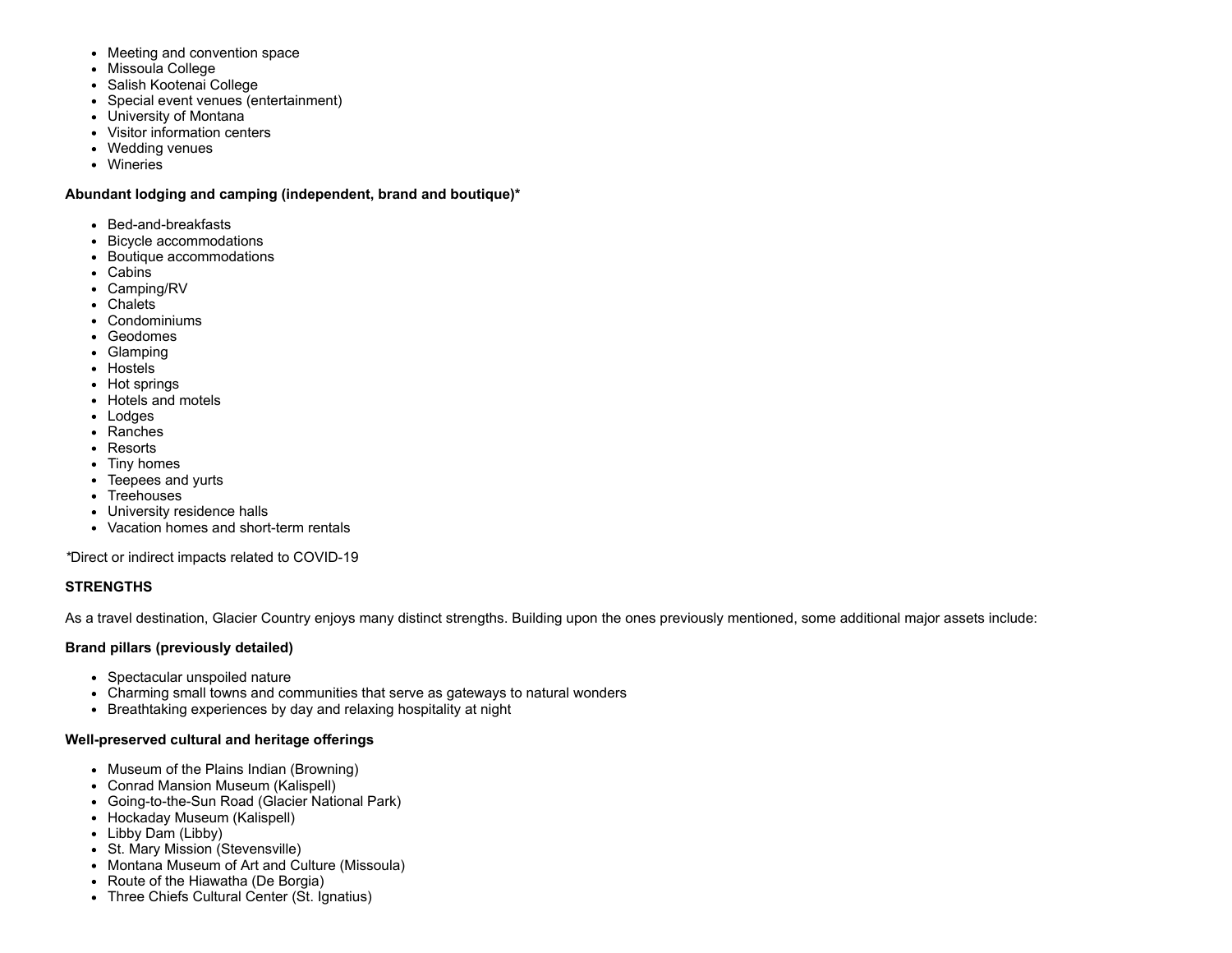- Meeting and convention space
- Missoula College
- Salish Kootenai College
- Special event venues (entertainment)
- University of Montana
- Visitor information centers
- Wedding venues
- Wineries

**Abundant lodging and camping (independent, brand and boutique)***

- Bed-and-breakfasts
- Bicycle accommodations
- Boutique accommodations
- Cabins
- Camping/RV
- Chalets
- Condominiums
- Geodomes
- Glamping
- Hostels
- Hot springs
- Hotels and motels
- Lodges
- Ranches
- Resorts
- Tiny homes
- Teepees and yurts
- Treehouses
- University residence halls
- Vacation homes and short-term rentals

*Direct or indirect impacts related to COVID-19

**STRENGTHS**

As a travel destination, Glacier Country enjoys many distinct strengths. Building upon the ones previously mentioned, some additional major assets include:

**Brand pillars (previously detailed)**

- Spectacular unspoiled nature
- Charming small towns and communities that serve as gateways to natural wonders
- Breathtaking experiences by day and relaxing hospitality at night

**Well-preserved cultural and heritage offerings**

- Museum of the Plains Indian (Browning)
- Conrad Mansion Museum (Kalispell)
- Going-to-the-Sun Road (Glacier National Park)
- Hockaday Museum (Kalispell)
- Libby Dam (Libby)
- St. Mary Mission (Stevensville)
- Montana Museum of Art and Culture (Missoula)
- Route of the Hiawatha (De Borgia)
- Three Chiefs Cultural Center (St. Ignatius)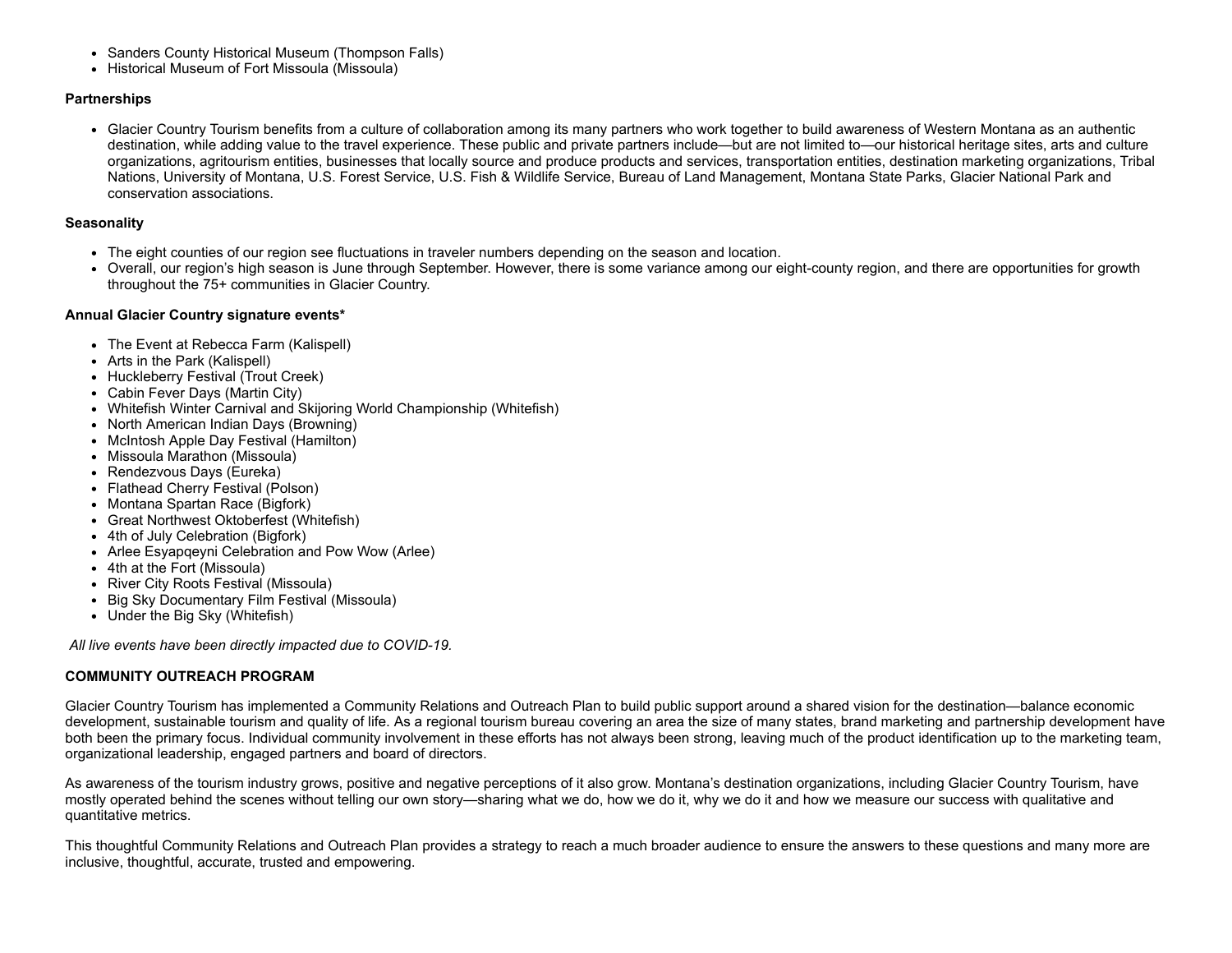- Sanders County Historical Museum (Thompson Falls)
- Historical Museum of Fort Missoula (Missoula)

**Partnerships**

- Glacier Country Tourism benefits from a culture of collaboration among its many partners who work together to build awareness of Western Montana as an authentic destination, while adding value to the travel experience. These public and private partners include—but are not limited to—our historical heritage sites, arts and culture organizations, agritourism entities, businesses that locally source and produce products and services, transportation entities, destination marketing organizations, Tribal Nations, University of Montana, U.S. Forest Service, U.S. Fish & Wildlife Service, Bureau of Land Management, Montana State Parks, Glacier National Park and conservation associations.

**Seasonality**

- The eight counties of our region see fluctuations in traveler numbers depending on the season and location.
- Overall, our region's high season is June through September. However, there is some variance among our eight-county region, and there are opportunities for growth throughout the 75+ communities in Glacier Country.

**Annual Glacier Country signature events***

- The Event at Rebecca Farm (Kalispell)
- Arts in the Park (Kalispell)
- Huckleberry Festival (Trout Creek)
- Cabin Fever Days (Martin City)
- Whitefish Winter Carnival and Skijoring World Championship (Whitefish)
- North American Indian Days (Browning)
- McIntosh Apple Day Festival (Hamilton)
- Missoula Marathon (Missoula)
- Rendezvous Days (Eureka)
- Flathead Cherry Festival (Polson)
- Montana Spartan Race (Bigfork)
- Great Northwest Oktoberfest (Whitefish)
- 4th of July Celebration (Bigfork)
- Arlee Esyapqeyni Celebration and Pow Wow (Arlee)
- 4th at the Fort (Missoula)
- River City Roots Festival (Missoula)
- Big Sky Documentary Film Festival (Missoula)
- Under the Big Sky (Whitefish)

*All live events have been directly impacted due to COVID-19.*

**COMMUNITY OUTREACH PROGRAM**

Glacier Country Tourism has implemented a Community Relations and Outreach Plan to build public support around a shared vision for the destination—balance economic development, sustainable tourism and quality of life. As a regional tourism bureau covering an area the size of many states, brand marketing and partnership development have both been the primary focus. Individual community involvement in these efforts has not always been strong, leaving much of the product identification up to the marketing team, organizational leadership, engaged partners and board of directors.

As awareness of the tourism industry grows, positive and negative perceptions of it also grow. Montana's destination organizations, including Glacier Country Tourism, have mostly operated behind the scenes without telling our own story—sharing what we do, how we do it, why we do it and how we measure our success with qualitative and quantitative metrics.

This thoughtful Community Relations and Outreach Plan provides a strategy to reach a much broader audience to ensure the answers to these questions and many more are inclusive, thoughtful, accurate, trusted and empowering.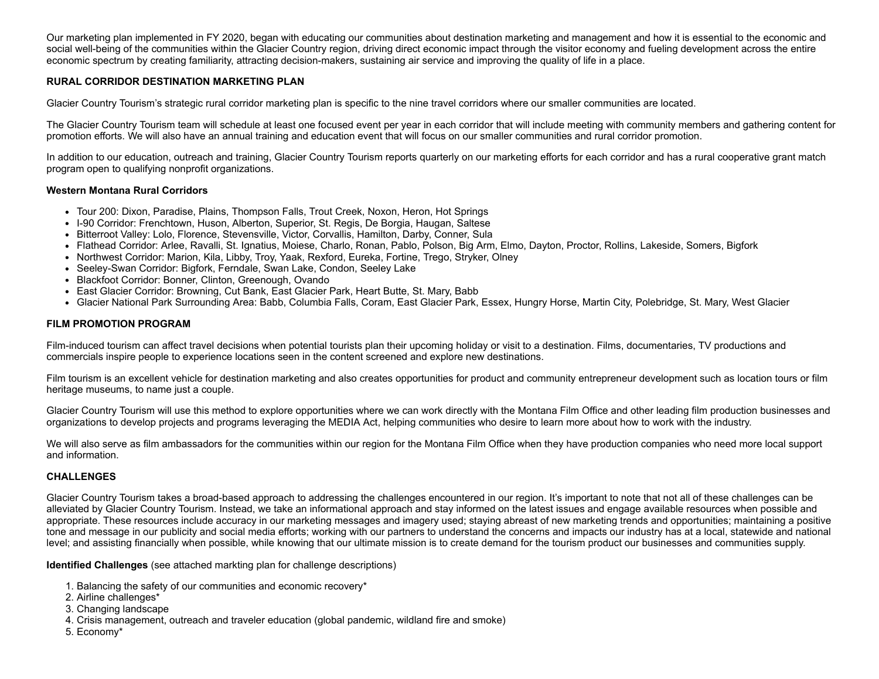Our marketing plan implemented in FY 2020, began with educating our communities about destination marketing and management and how it is essential to the economic and social well-being of the communities within the Glacier Country region, driving direct economic impact through the visitor economy and fueling development across the entire economic spectrum by creating familiarity, attracting decision-makers, sustaining air service and improving the quality of life in a place.

**RURAL CORRIDOR DESTINATION MARKETING PLAN**

Glacier Country Tourism's strategic rural corridor marketing plan is specific to the nine travel corridors where our smaller communities are located.

The Glacier Country Tourism team will schedule at least one focused event per year in each corridor that will include meeting with community members and gathering content for promotion efforts. We will also have an annual training and education event that will focus on our smaller communities and rural corridor promotion.

In addition to our education, outreach and training, Glacier Country Tourism reports quarterly on our marketing efforts for each corridor and has a rural cooperative grant match program open to qualifying nonprofit organizations.

**Western Montana Rural Corridors**

- Tour 200: Dixon, Paradise, Plains, Thompson Falls, Trout Creek, Noxon, Heron, Hot Springs
- I-90 Corridor: Frenchtown, Huson, Alberton, Superior, St. Regis, De Borgia, Haugan, Saltese
- Bitterroot Valley: Lolo, Florence, Stevensville, Victor, Corvallis, Hamilton, Darby, Conner, Sula
- Flathead Corridor: Arlee, Ravalli, St. Ignatius, Moiese, Charlo, Ronan, Pablo, Polson, Big Arm, Elmo, Dayton, Proctor, Rollins, Lakeside, Somers, Bigfork
- Northwest Corridor: Marion, Kila, Libby, Troy, Yaak, Rexford, Eureka, Fortine, Trego, Stryker, Olney
- Seeley-Swan Corridor: Bigfork, Ferndale, Swan Lake, Condon, Seeley Lake
- Blackfoot Corridor: Bonner, Clinton, Greenough, Ovando
- East Glacier Corridor: Browning, Cut Bank, East Glacier Park, Heart Butte, St. Mary, Babb
- Glacier National Park Surrounding Area: Babb, Columbia Falls, Coram, East Glacier Park, Essex, Hungry Horse, Martin City, Polebridge, St. Mary, West Glacier

**FILM PROMOTION PROGRAM**

Film-induced tourism can affect travel decisions when potential tourists plan their upcoming holiday or visit to a destination. Films, documentaries, TV productions and commercials inspire people to experience locations seen in the content screened and explore new destinations.

Film tourism is an excellent vehicle for destination marketing and also creates opportunities for product and community entrepreneur development such as location tours or film heritage museums, to name just a couple.

Glacier Country Tourism will use this method to explore opportunities where we can work directly with the Montana Film Office and other leading film production businesses and organizations to develop projects and programs leveraging the MEDIA Act, helping communities who desire to learn more about how to work with the industry.

We will also serve as film ambassadors for the communities within our region for the Montana Film Office when they have production companies who need more local support and information.

**CHALLENGES**

Glacier Country Tourism takes a broad-based approach to addressing the challenges encountered in our region. It's important to note that not all of these challenges can be alleviated by Glacier Country Tourism. Instead, we take an informational approach and stay informed on the latest issues and engage available resources when possible and appropriate. These resources include accuracy in our marketing messages and imagery used; staying abreast of new marketing trends and opportunities; maintaining a positive tone and message in our publicity and social media efforts; working with our partners to understand the concerns and impacts our industry has at a local, statewide and national level; and assisting financially when possible, while knowing that our ultimate mission is to create demand for the tourism product our businesses and communities supply.

**Identified Challenges** (see attached markting plan for challenge descriptions)

1. Balancing the safety of our communities and economic recovery*
2. Airline challenges*
3. Changing landscape
4. Crisis management, outreach and traveler education (global pandemic, wildland fire and smoke)
5. Economy*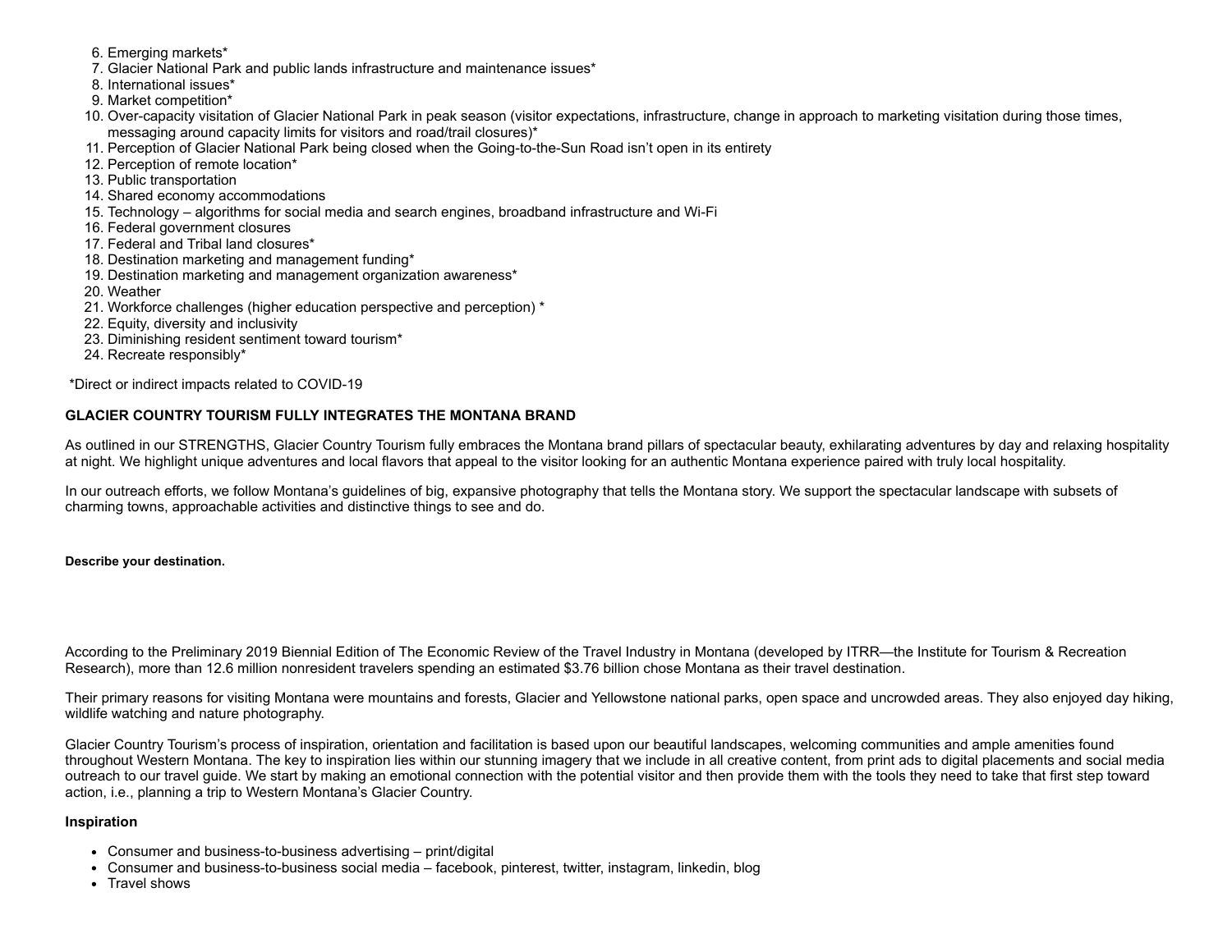6. Emerging markets*
7. Glacier National Park and public lands infrastructure and maintenance issues*
8. International issues*
9. Market competition*
10. Over-capacity visitation of Glacier National Park in peak season (visitor expectations, infrastructure, change in approach to marketing visitation during those times, messaging around capacity limits for visitors and road/trail closures)*
11. Perception of Glacier National Park being closed when the Going-to-the-Sun Road isn't open in its entirety
12. Perception of remote location*
13. Public transportation
14. Shared economy accommodations
15. Technology – algorithms for social media and search engines, broadband infrastructure and Wi-Fi
16. Federal government closures
17. Federal and Tribal land closures*
18. Destination marketing and management funding*
19. Destination marketing and management organization awareness*
20. Weather
21. Workforce challenges (higher education perspective and perception) *
22. Equity, diversity and inclusivity
23. Diminishing resident sentiment toward tourism*
24. Recreate responsibly*

*Direct or indirect impacts related to COVID-19

**GLACIER COUNTRY TOURISM FULLY INTEGRATES THE MONTANA BRAND**

As outlined in our STRENGTHS, Glacier Country Tourism fully embraces the Montana brand pillars of spectacular beauty, exhilarating adventures by day and relaxing hospitality at night. We highlight unique adventures and local flavors that appeal to the visitor looking for an authentic Montana experience paired with truly local hospitality.

In our outreach efforts, we follow Montana's guidelines of big, expansive photography that tells the Montana story. We support the spectacular landscape with subsets of charming towns, approachable activities and distinctive things to see and do.

**Describe your destination.**

According to the Preliminary 2019 Biennial Edition of The Economic Review of the Travel Industry in Montana (developed by ITRR—the Institute for Tourism & Recreation Research), more than 12.6 million nonresident travelers spending an estimated $3.76 billion chose Montana as their travel destination.

Their primary reasons for visiting Montana were mountains and forests, Glacier and Yellowstone national parks, open space and uncrowded areas. They also enjoyed day hiking, wildlife watching and nature photography.

Glacier Country Tourism's process of inspiration, orientation and facilitation is based upon our beautiful landscapes, welcoming communities and ample amenities found throughout Western Montana. The key to inspiration lies within our stunning imagery that we include in all creative content, from print ads to digital placements and social media outreach to our travel guide. We start by making an emotional connection with the potential visitor and then provide them with the tools they need to take that first step toward action, i.e., planning a trip to Western Montana's Glacier Country.

**Inspiration**

- Consumer and business-to-business advertising – print/digital
- Consumer and business-to-business social media – facebook, pinterest, twitter, instagram, linkedin, blog
- Travel shows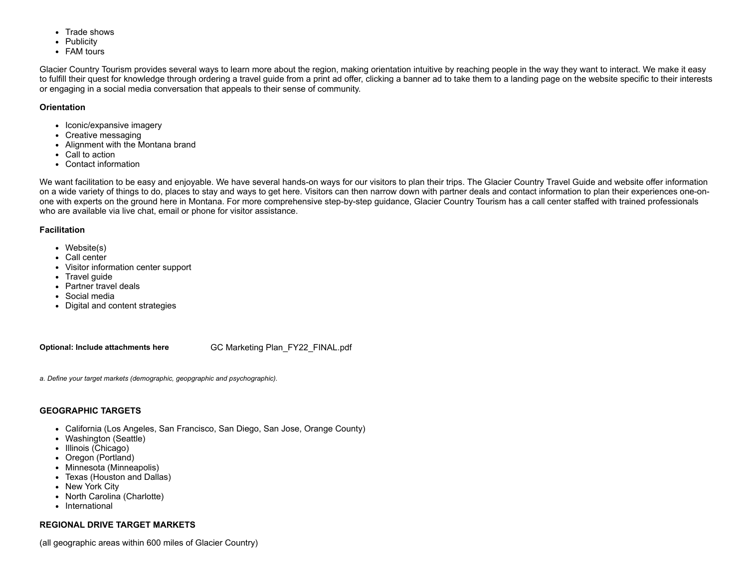- Trade shows
- Publicity
- FAM tours

Glacier Country Tourism provides several ways to learn more about the region, making orientation intuitive by reaching people in the way they want to interact. We make it easy to fulfill their quest for knowledge through ordering a travel guide from a print ad offer, clicking a banner ad to take them to a landing page on the website specific to their interests or engaging in a social media conversation that appeals to their sense of community.

**Orientation**

- Iconic/expansive imagery
- Creative messaging
- Alignment with the Montana brand
- Call to action
- Contact information

We want facilitation to be easy and enjoyable. We have several hands-on ways for our visitors to plan their trips. The Glacier Country Travel Guide and website offer information on a wide variety of things to do, places to stay and ways to get here. Visitors can then narrow down with partner deals and contact information to plan their experiences one-on-one with experts on the ground here in Montana. For more comprehensive step-by-step guidance, Glacier Country Tourism has a call center staffed with trained professionals who are available via live chat, email or phone for visitor assistance.

**Facilitation**

- Website(s)
- Call center
- Visitor information center support
- Travel guide
- Partner travel deals
- Social media
- Digital and content strategies

**Optional: Include attachments here** GC Marketing Plan_FY22_FINAL.pdf

*a. Define your target markets (demographic, geopgraphic and psychographic).*

**GEOGRAPHIC TARGETS**

- California (Los Angeles, San Francisco, San Diego, San Jose, Orange County)
- Washington (Seattle)
- Illinois (Chicago)
- Oregon (Portland)
- Minnesota (Minneapolis)
- Texas (Houston and Dallas)
- New York City
- North Carolina (Charlotte)
- International

**REGIONAL DRIVE TARGET MARKETS**

(all geographic areas within 600 miles of Glacier Country)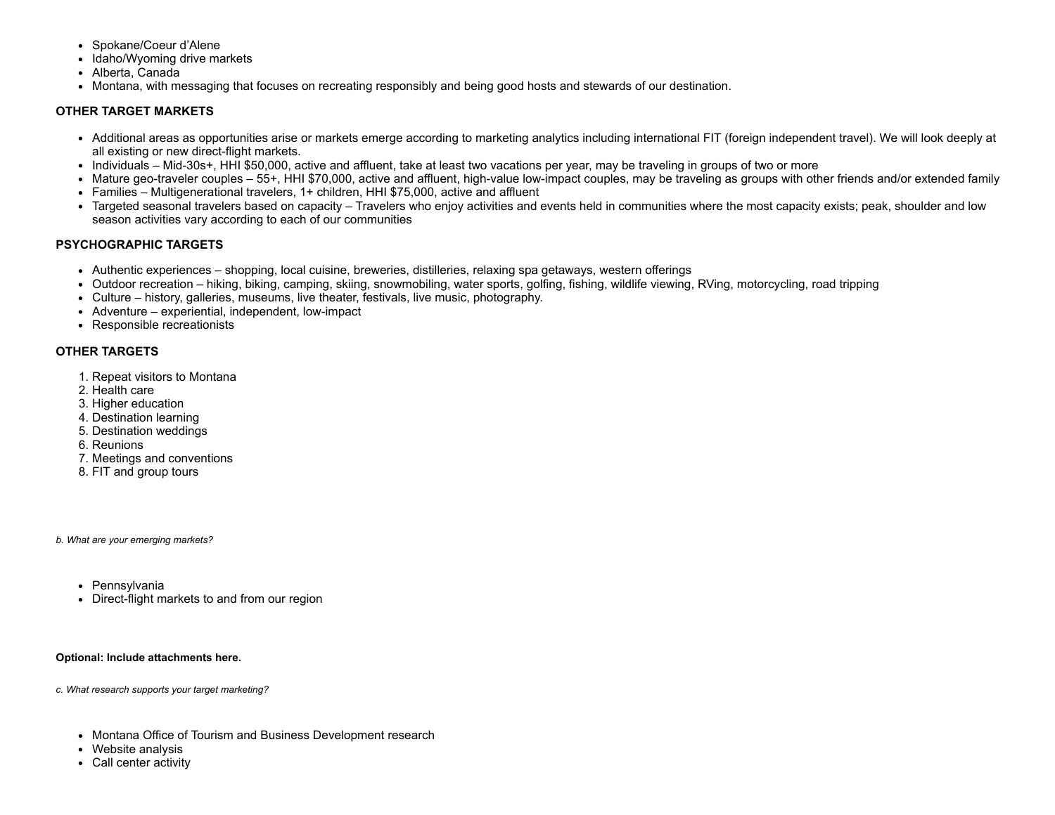- Spokane/Coeur d'Alene
- Idaho/Wyoming drive markets
- Alberta, Canada
- Montana, with messaging that focuses on recreating responsibly and being good hosts and stewards of our destination.

**OTHER TARGET MARKETS**

- Additional areas as opportunities arise or markets emerge according to marketing analytics including international FIT (foreign independent travel). We will look deeply at all existing or new direct-flight markets.
- Individuals – Mid-30s+, HHI $50,000, active and affluent, take at least two vacations per year, may be traveling in groups of two or more
- Mature geo-traveler couples – 55+, HHI $70,000, active and affluent, high-value low-impact couples, may be traveling as groups with other friends and/or extended family
- Families – Multigenerational travelers, 1+ children, HHI $75,000, active and affluent
- Targeted seasonal travelers based on capacity – Travelers who enjoy activities and events held in communities where the most capacity exists; peak, shoulder and low season activities vary according to each of our communities

**PSYCHOGRAPHIC TARGETS**

- Authentic experiences – shopping, local cuisine, breweries, distilleries, relaxing spa getaways, western offerings
- Outdoor recreation – hiking, biking, camping, skiing, snowmobiling, water sports, golfing, fishing, wildlife viewing, RVing, motorcycling, road tripping
- Culture – history, galleries, museums, live theater, festivals, live music, photography.
- Adventure – experiential, independent, low-impact
- Responsible recreationists

**OTHER TARGETS**

1. Repeat visitors to Montana
2. Health care
3. Higher education
4. Destination learning
5. Destination weddings
6. Reunions
7. Meetings and conventions
8. FIT and group tours

*b. What are your emerging markets?*

- Pennsylvania
- Direct-flight markets to and from our region

**Optional: Include attachments here.**

*c. What research supports your target marketing?*

- Montana Office of Tourism and Business Development research
- Website analysis
- Call center activity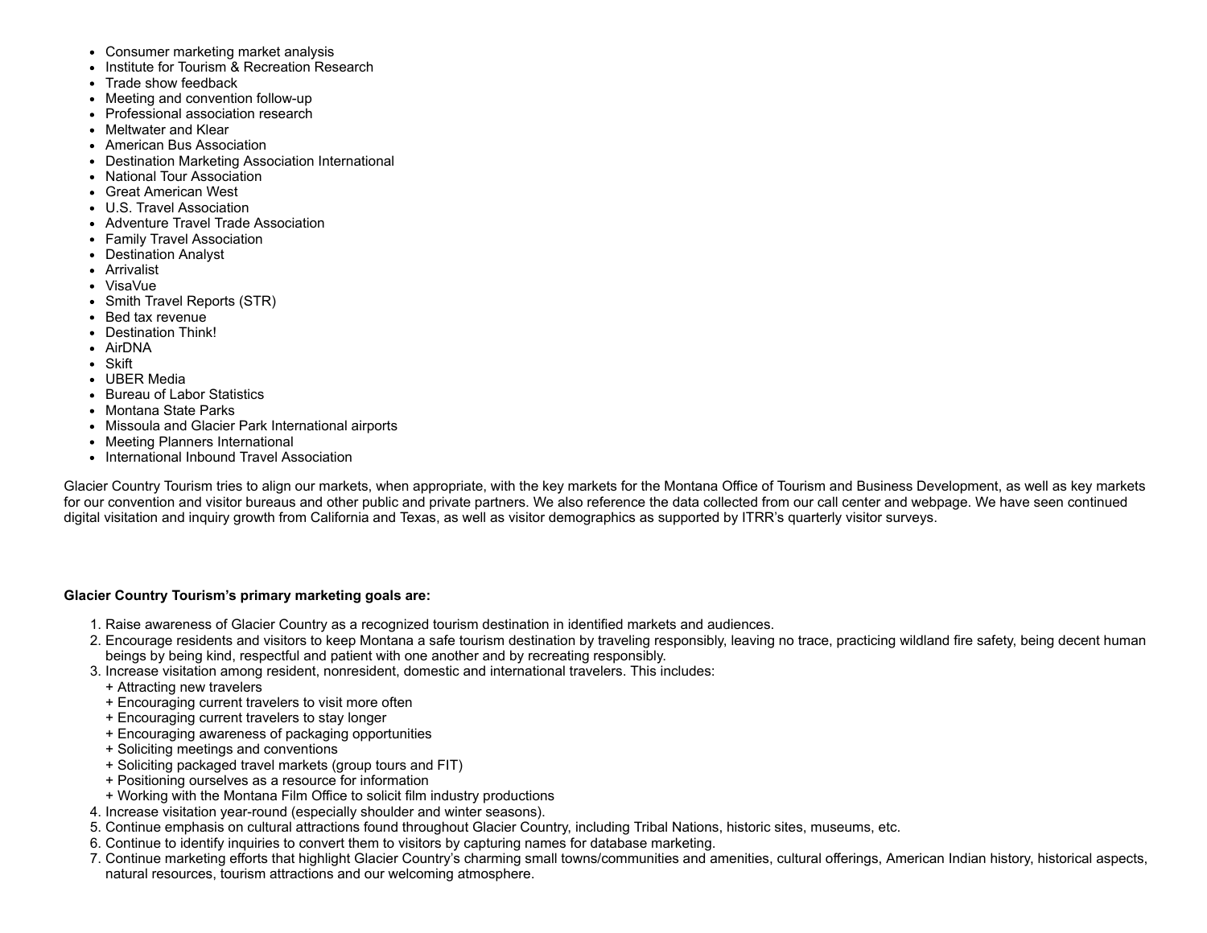- Consumer marketing market analysis
- Institute for Tourism & Recreation Research
- Trade show feedback
- Meeting and convention follow-up
- Professional association research
- Meltwater and Klear
- American Bus Association
- Destination Marketing Association International
- National Tour Association
- Great American West
- U.S. Travel Association
- Adventure Travel Trade Association
- Family Travel Association
- Destination Analyst
- Arrivalist
- VisaVue
- Smith Travel Reports (STR)
- Bed tax revenue
- Destination Think!
- AirDNA
- Skift
- UBER Media
- Bureau of Labor Statistics
- Montana State Parks
- Missoula and Glacier Park International airports
- Meeting Planners International
- International Inbound Travel Association

Glacier Country Tourism tries to align our markets, when appropriate, with the key markets for the Montana Office of Tourism and Business Development, as well as key markets for our convention and visitor bureaus and other public and private partners. We also reference the data collected from our call center and webpage. We have seen continued digital visitation and inquiry growth from California and Texas, as well as visitor demographics as supported by ITRR's quarterly visitor surveys.

**Glacier Country Tourism's primary marketing goals are:**

1. Raise awareness of Glacier Country as a recognized tourism destination in identified markets and audiences.
2. Encourage residents and visitors to keep Montana a safe tourism destination by traveling responsibly, leaving no trace, practicing wildland fire safety, being decent human beings by being kind, respectful and patient with one another and by recreating responsibly.
3. Increase visitation among resident, nonresident, domestic and international travelers. This includes:
   + Attracting new travelers
   + Encouraging current travelers to visit more often
   + Encouraging current travelers to stay longer
   + Encouraging awareness of packaging opportunities
   + Soliciting meetings and conventions
   + Soliciting packaged travel markets (group tours and FIT)
   + Positioning ourselves as a resource for information
   + Working with the Montana Film Office to solicit film industry productions
4. Increase visitation year-round (especially shoulder and winter seasons).
5. Continue emphasis on cultural attractions found throughout Glacier Country, including Tribal Nations, historic sites, museums, etc.
6. Continue to identify inquiries to convert them to visitors by capturing names for database marketing.
7. Continue marketing efforts that highlight Glacier Country's charming small towns/communities and amenities, cultural offerings, American Indian history, historical aspects, natural resources, tourism attractions and our welcoming atmosphere.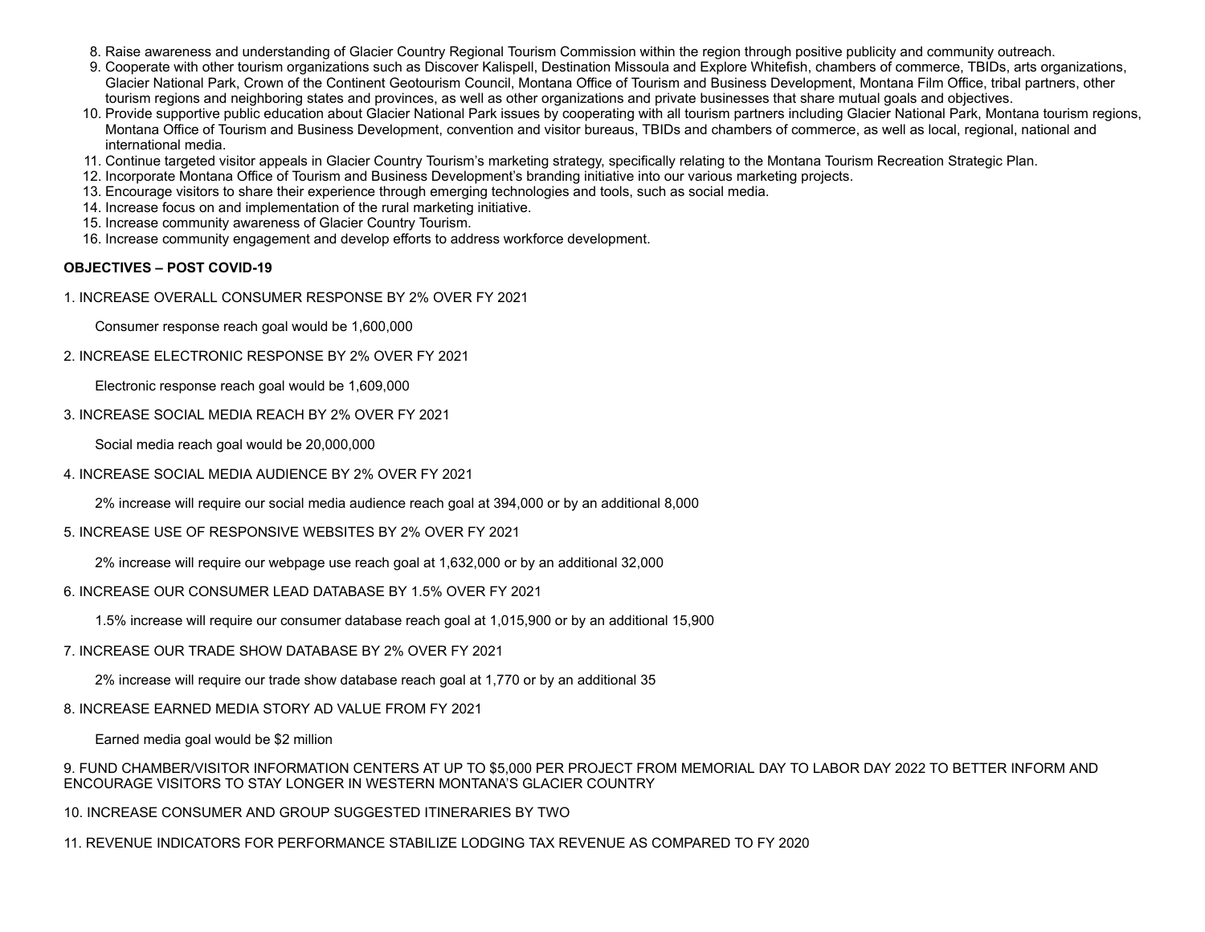8. Raise awareness and understanding of Glacier Country Regional Tourism Commission within the region through positive publicity and community outreach.
9. Cooperate with other tourism organizations such as Discover Kalispell, Destination Missoula and Explore Whitefish, chambers of commerce, TBIDs, arts organizations, Glacier National Park, Crown of the Continent Geotourism Council, Montana Office of Tourism and Business Development, Montana Film Office, tribal partners, other tourism regions and neighboring states and provinces, as well as other organizations and private businesses that share mutual goals and objectives.
10. Provide supportive public education about Glacier National Park issues by cooperating with all tourism partners including Glacier National Park, Montana tourism regions, Montana Office of Tourism and Business Development, convention and visitor bureaus, TBIDs and chambers of commerce, as well as local, regional, national and international media.
11. Continue targeted visitor appeals in Glacier Country Tourism's marketing strategy, specifically relating to the Montana Tourism Recreation Strategic Plan.
12. Incorporate Montana Office of Tourism and Business Development's branding initiative into our various marketing projects.
13. Encourage visitors to share their experience through emerging technologies and tools, such as social media.
14. Increase focus on and implementation of the rural marketing initiative.
15. Increase community awareness of Glacier Country Tourism.
16. Increase community engagement and develop efforts to address workforce development.

**OBJECTIVES – POST COVID-19**

1. INCREASE OVERALL CONSUMER RESPONSE BY 2% OVER FY 2021

   Consumer response reach goal would be 1,600,000

2. INCREASE ELECTRONIC RESPONSE BY 2% OVER FY 2021

   Electronic response reach goal would be 1,609,000

3. INCREASE SOCIAL MEDIA REACH BY 2% OVER FY 2021

   Social media reach goal would be 20,000,000

4. INCREASE SOCIAL MEDIA AUDIENCE BY 2% OVER FY 2021

   2% increase will require our social media audience reach goal at 394,000 or by an additional 8,000

5. INCREASE USE OF RESPONSIVE WEBSITES BY 2% OVER FY 2021

   2% increase will require our webpage use reach goal at 1,632,000 or by an additional 32,000

6. INCREASE OUR CONSUMER LEAD DATABASE BY 1.5% OVER FY 2021

   1.5% increase will require our consumer database reach goal at 1,015,900 or by an additional 15,900

7. INCREASE OUR TRADE SHOW DATABASE BY 2% OVER FY 2021

   2% increase will require our trade show database reach goal at 1,770 or by an additional 35

8. INCREASE EARNED MEDIA STORY AD VALUE FROM FY 2021

   Earned media goal would be $2 million

9. FUND CHAMBER/VISITOR INFORMATION CENTERS AT UP TO $5,000 PER PROJECT FROM MEMORIAL DAY TO LABOR DAY 2022 TO BETTER INFORM AND ENCOURAGE VISITORS TO STAY LONGER IN WESTERN MONTANA'S GLACIER COUNTRY

10. INCREASE CONSUMER AND GROUP SUGGESTED ITINERARIES BY TWO

11. REVENUE INDICATORS FOR PERFORMANCE STABILIZE LODGING TAX REVENUE AS COMPARED TO FY 2020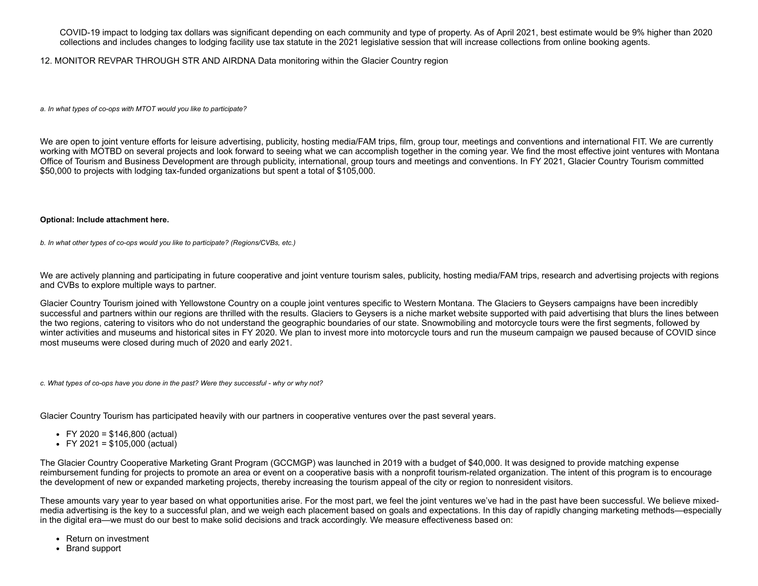COVID-19 impact to lodging tax dollars was significant depending on each community and type of property. As of April 2021, best estimate would be 9% higher than 2020 collections and includes changes to lodging facility use tax statute in the 2021 legislative session that will increase collections from online booking agents.

12. MONITOR REVPAR THROUGH STR AND AIRDNA Data monitoring within the Glacier Country region

*a. In what types of co-ops with MTOT would you like to participate?*

We are open to joint venture efforts for leisure advertising, publicity, hosting media/FAM trips, film, group tour, meetings and conventions and international FIT. We are currently working with MOTBD on several projects and look forward to seeing what we can accomplish together in the coming year. We find the most effective joint ventures with Montana Office of Tourism and Business Development are through publicity, international, group tours and meetings and conventions. In FY 2021, Glacier Country Tourism committed $50,000 to projects with lodging tax-funded organizations but spent a total of $105,000.

**Optional: Include attachment here.**

*b. In what other types of co-ops would you like to participate? (Regions/CVBs, etc.)*

We are actively planning and participating in future cooperative and joint venture tourism sales, publicity, hosting media/FAM trips, research and advertising projects with regions and CVBs to explore multiple ways to partner.

Glacier Country Tourism joined with Yellowstone Country on a couple joint ventures specific to Western Montana. The Glaciers to Geysers campaigns have been incredibly successful and partners within our regions are thrilled with the results. Glaciers to Geysers is a niche market website supported with paid advertising that blurs the lines between the two regions, catering to visitors who do not understand the geographic boundaries of our state. Snowmobiling and motorcycle tours were the first segments, followed by winter activities and museums and historical sites in FY 2020. We plan to invest more into motorcycle tours and run the museum campaign we paused because of COVID since most museums were closed during much of 2020 and early 2021.

*c. What types of co-ops have you done in the past? Were they successful - why or why not?*

Glacier Country Tourism has participated heavily with our partners in cooperative ventures over the past several years.

- FY 2020 = $146,800 (actual)
- FY 2021 = $105,000 (actual)

The Glacier Country Cooperative Marketing Grant Program (GCCMGP) was launched in 2019 with a budget of $40,000. It was designed to provide matching expense reimbursement funding for projects to promote an area or event on a cooperative basis with a nonprofit tourism-related organization. The intent of this program is to encourage the development of new or expanded marketing projects, thereby increasing the tourism appeal of the city or region to nonresident visitors.

These amounts vary year to year based on what opportunities arise. For the most part, we feel the joint ventures we've had in the past have been successful. We believe mixed-media advertising is the key to a successful plan, and we weigh each placement based on goals and expectations. In this day of rapidly changing marketing methods—especially in the digital era—we must do our best to make solid decisions and track accordingly. We measure effectiveness based on:

- Return on investment
- Brand support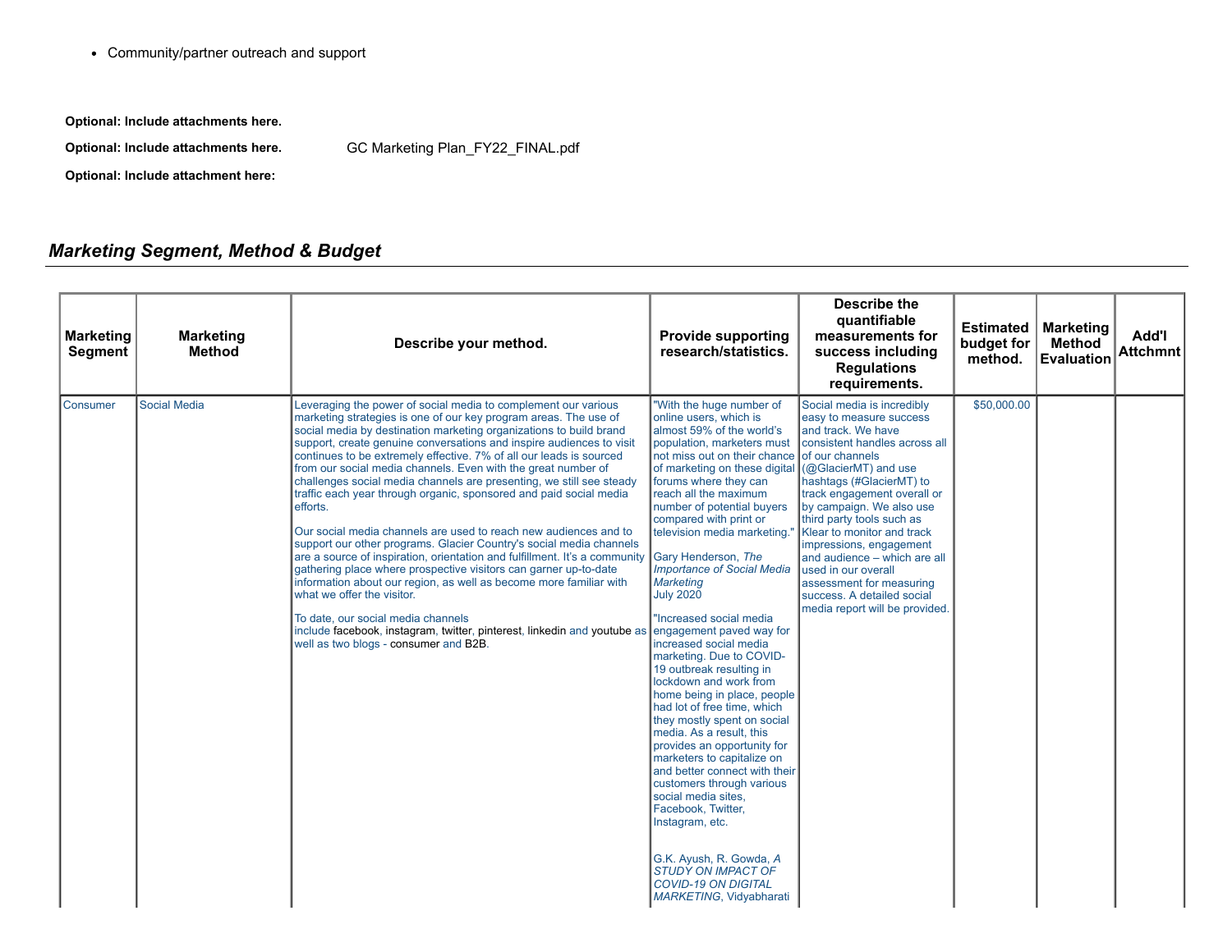- Community/partner outreach and support

**Optional: Include attachments here.**

**Optional: Include attachments here.** GC Marketing Plan_FY22_FINAL.pdf

**Optional: Include attachment here:**

## *Marketing Segment, Method & Budget*

| Marketing Segment | Marketing Method | Describe your method. | Provide supporting research/statistics. | Describe the quantifiable measurements for success including Regulations requirements. | Estimated budget for method. | Marketing Method Evaluation | Add'l Attchmnt |
|---|---|---|---|---|---|---|---|
| Consumer | Social Media | Leveraging the power of social media to complement our various marketing strategies is one of our key program areas. The use of social media by destination marketing organizations to build brand support, create genuine conversations and inspire audiences to visit continues to be extremely effective. 7% of all our leads is sourced from our social media channels. Even with the great number of challenges social media channels are presenting, we still see steady traffic each year through organic, sponsored and paid social media efforts.<br><br>Our social media channels are used to reach new audiences and to support our other programs. Glacier Country's social media channels are a source of inspiration, orientation and fulfillment. It's a community gathering place where prospective visitors can garner up-to-date information about our region, as well as become more familiar with what we offer the visitor.<br><br>To date, our social media channels include facebook, instagram, twitter, pinterest, linkedin and youtube as well as two blogs - consumer and B2B. | "With the huge number of online users, which is almost 59% of the world's population, marketers must not miss out on their chance of marketing on these digital forums where they can reach all the maximum number of potential buyers compared with print or television media marketing."<br><br>Gary Henderson, *The Importance of Social Media Marketing*<br>July 2020<br><br>"Increased social media engagement paved way for increased social media marketing. Due to COVID-19 outbreak resulting in lockdown and work from home being in place, people had lot of free time, which they mostly spent on social media. As a result, this provides an opportunity for marketers to capitalize on and better connect with their customers through various social media sites, Facebook, Twitter, Instagram, etc.<br><br>G.K. Ayush, R. Gowda, *A STUDY ON IMPACT OF COVID-19 ON DIGITAL MARKETING*, Vidyabharati | Social media is incredibly easy to measure success and track. We have consistent handles across all of our channels (@GlacierMT) and use hashtags (#GlacierMT) to track engagement overall or by campaign. We also use third party tools such as Klear to monitor and track impressions, engagement and audience – which are all used in our overall assessment for measuring success. A detailed social media report will be provided. | $50,000.00 | | |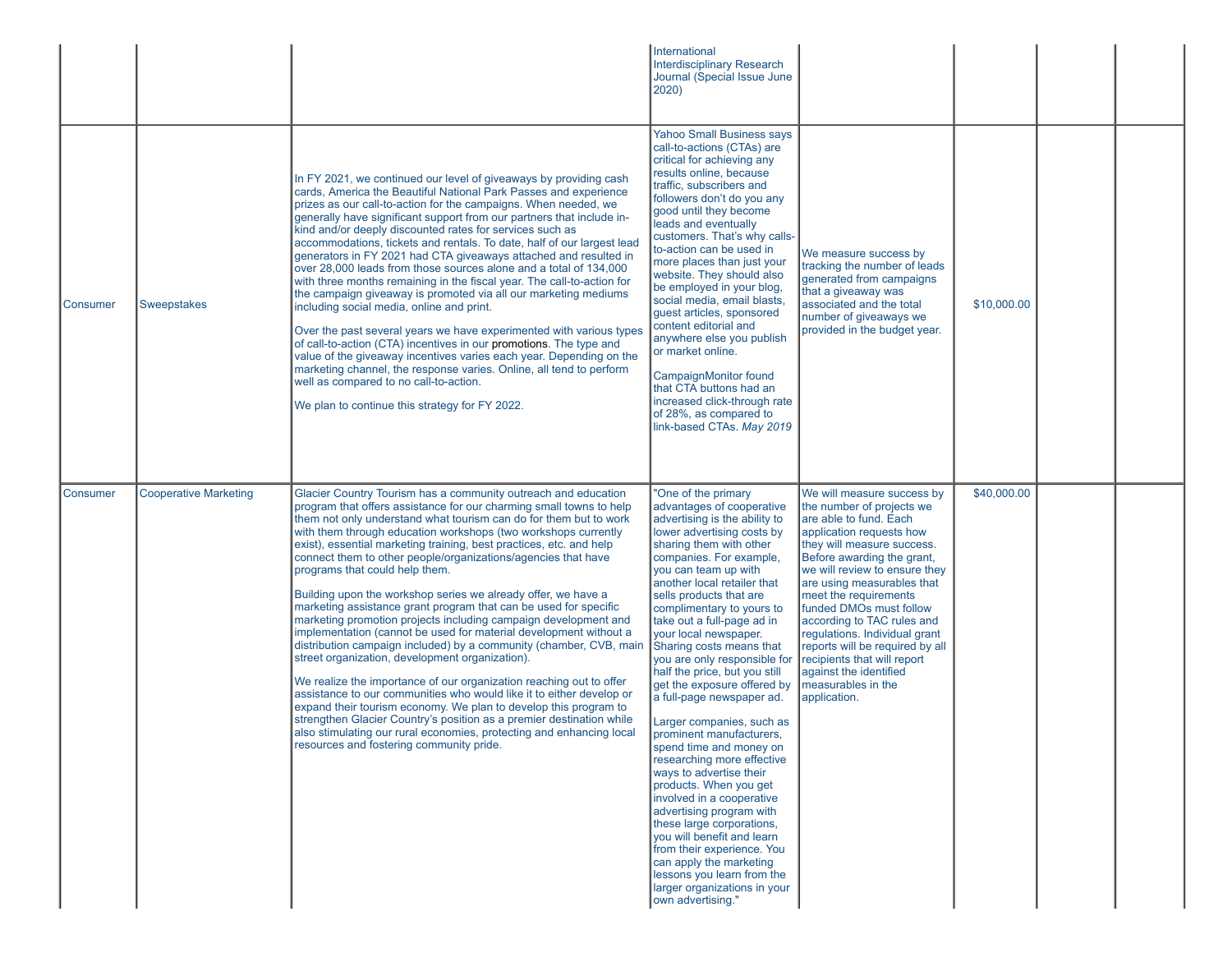| | | | | | | | |
|---|---|---|---|---|---|---|---|
| | | | International Interdisciplinary Research Journal (Special Issue June 2020) | | | | |
| Consumer | Sweepstakes | In FY 2021, we continued our level of giveaways by providing cash cards, America the Beautiful National Park Passes and experience prizes as our call-to-action for the campaigns. When needed, we generally have significant support from our partners that include in-kind and/or deeply discounted rates for services such as accommodations, tickets and rentals. To date, half of our largest lead generators in FY 2021 had CTA giveaways attached and resulted in over 28,000 leads from those sources alone and a total of 134,000 with three months remaining in the fiscal year. The call-to-action for the campaign giveaway is promoted via all our marketing mediums including social media, online and print.<br><br>Over the past several years we have experimented with various types of call-to-action (CTA) incentives in our promotions. The type and value of the giveaway incentives varies each year. Depending on the marketing channel, the response varies. Online, all tend to perform well as compared to no call-to-action.<br><br>We plan to continue this strategy for FY 2022. | Yahoo Small Business says call-to-actions (CTAs) are critical for achieving any results online, because traffic, subscribers and followers don't do you any good until they become leads and eventually customers. That's why calls-to-action can be used in more places than just your website. They should also be employed in your blog, social media, email blasts, guest articles, sponsored content editorial and anywhere else you publish or market online.<br><br>CampaignMonitor found that CTA buttons had an increased click-through rate of 28%, as compared to link-based CTAs. *May 2019* | We measure success by tracking the number of leads generated from campaigns that a giveaway was associated and the total number of giveaways we provided in the budget year. | $10,000.00 | | |
| Consumer | Cooperative Marketing | Glacier Country Tourism has a community outreach and education program that offers assistance for our charming small towns to help them not only understand what tourism can do for them but to work with them through education workshops (two workshops currently exist), essential marketing training, best practices, etc. and help connect them to other people/organizations/agencies that have programs that could help them.<br><br>Building upon the workshop series we already offer, we have a marketing assistance grant program that can be used for specific marketing promotion projects including campaign development and implementation (cannot be used for material development without a distribution campaign included) by a community (chamber, CVB, main street organization, development organization).<br><br>We realize the importance of our organization reaching out to offer assistance to our communities who would like it to either develop or expand their tourism economy. We plan to develop this program to strengthen Glacier Country's position as a premier destination while also stimulating our rural economies, protecting and enhancing local resources and fostering community pride. | "One of the primary advantages of cooperative advertising is the ability to lower advertising costs by sharing them with other companies. For example, you can team up with another local retailer that sells products that are complimentary to yours to take out a full-page ad in your local newspaper. Sharing costs means that you are only responsible for half the price, but you still get the exposure offered by a full-page newspaper ad.<br><br>Larger companies, such as prominent manufacturers, spend time and money on researching more effective ways to advertise their products. When you get involved in a cooperative advertising program with these large corporations, you will benefit and learn from their experience. You can apply the marketing lessons you learn from the larger organizations in your own advertising." | We will measure success by the number of projects we are able to fund. Each application requests how they will measure success. Before awarding the grant, we will review to ensure they are using measurables that meet the requirements funded DMOs must follow according to TAC rules and regulations. Individual grant reports will be required by all recipients that will report against the identified measurables in the application. | $40,000.00 | | |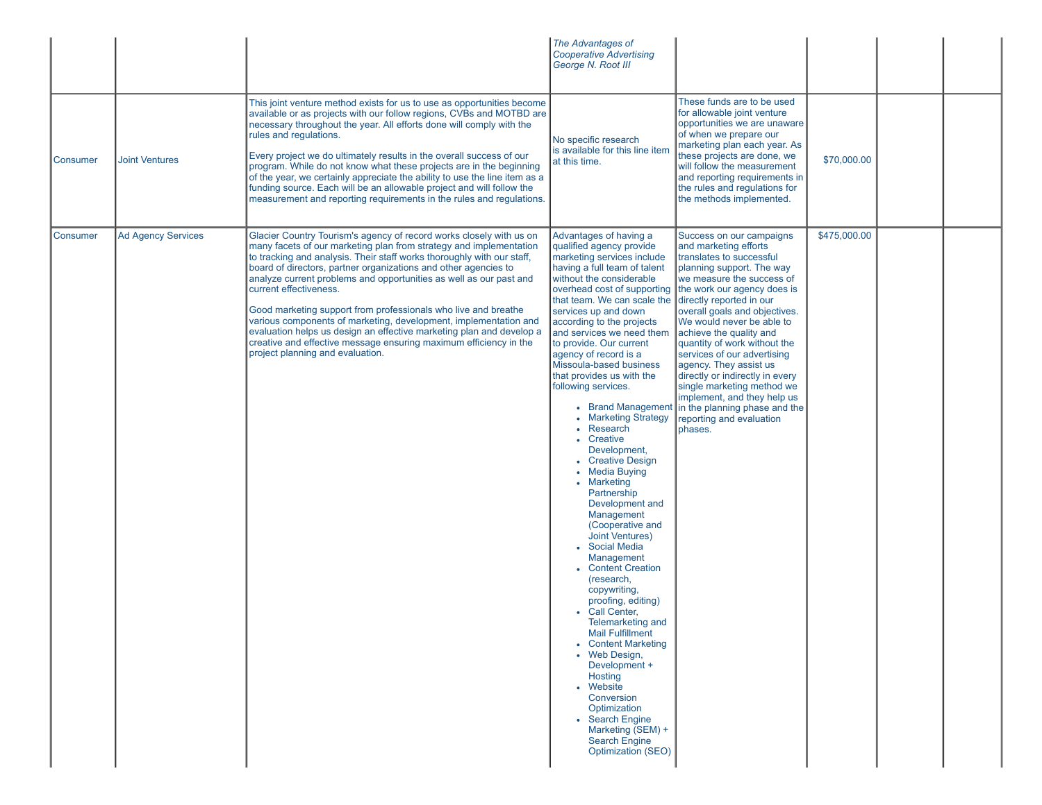| | | | | | | | |
|---|---|---|---|---|---|---|---|
| | | | *The Advantages of Cooperative Advertising George N. Root III* | | | | |
| Consumer | Joint Ventures | This joint venture method exists for us to use as opportunities become available or as projects with our follow regions, CVBs and MOTBD are necessary throughout the year. All efforts done will comply with the rules and regulations.<br><br>Every project we do ultimately results in the overall success of our program. While do not know what these projects are in the beginning of the year, we certainly appreciate the ability to use the line item as a funding source. Each will be an allowable project and will follow the measurement and reporting requirements in the rules and regulations. | No specific research is available for this line item at this time. | These funds are to be used for allowable joint venture opportunities we are unaware of when we prepare our marketing plan each year. As these projects are done, we will follow the measurement and reporting requirements in the rules and regulations for the methods implemented. | $70,000.00 | | |
| Consumer | Ad Agency Services | Glacier Country Tourism's agency of record works closely with us on many facets of our marketing plan from strategy and implementation to tracking and analysis. Their staff works thoroughly with our staff, board of directors, partner organizations and other agencies to analyze current problems and opportunities as well as our past and current effectiveness.<br><br>Good marketing support from professionals who live and breathe various components of marketing, development, implementation and evaluation helps us design an effective marketing plan and develop a creative and effective message ensuring maximum efficiency in the project planning and evaluation. | Advantages of having a qualified agency provide marketing services include having a full team of talent without the considerable overhead cost of supporting that team. We can scale the services up and down according to the projects and services we need them to provide. Our current agency of record is a Missoula-based business that provides us with the following services.<br><br>• Brand Management<br>• Marketing Strategy<br>• Research<br>• Creative Development,<br>• Creative Design<br>• Media Buying<br>• Marketing Partnership Development and Management (Cooperative and Joint Ventures)<br>• Social Media Management<br>• Content Creation (research, copywriting, proofing, editing)<br>• Call Center, Telemarketing and Mail Fulfillment<br>• Content Marketing<br>• Web Design, Development + Hosting<br>• Website Conversion Optimization<br>• Search Engine Marketing (SEM) + Search Engine Optimization (SEO) | Success on our campaigns and marketing efforts translates to successful planning support. The way we measure the success of the work our agency does is directly reported in our overall goals and objectives. We would never be able to achieve the quality and quantity of work without the services of our advertising agency. They assist us directly or indirectly in every single marketing method we implement, and they help us in the planning phase and the reporting and evaluation phases. | $475,000.00 | | |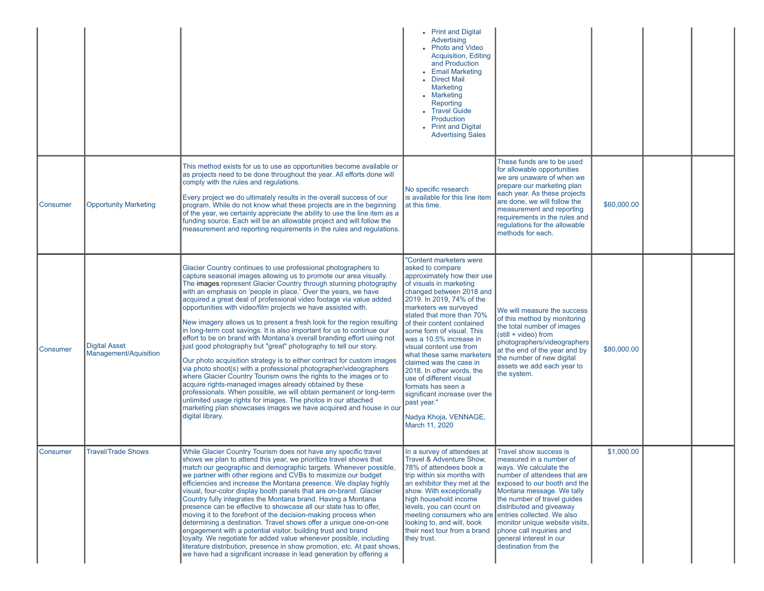| | | | | | | | |
|---|---|---|---|---|---|---|---|
| | | | • Print and Digital Advertising<br>• Photo and Video Acquisition, Editing and Production<br>• Email Marketing<br>• Direct Mail Marketing<br>• Marketing Reporting<br>• Travel Guide Production<br>• Print and Digital Advertising Sales | | | | |
| Consumer | Opportunity Marketing | This method exists for us to use as opportunities become available or as projects need to be done throughout the year. All efforts done will comply with the rules and regulations.<br><br>Every project we do ultimately results in the overall success of our program. While do not know what these projects are in the beginning of the year, we certainly appreciate the ability to use the line item as a funding source. Each will be an allowable project and will follow the measurement and reporting requirements in the rules and regulations. | No specific research is available for this line item at this time. | These funds are to be used for allowable opportunities we are unaware of when we prepare our marketing plan each year. As these projects are done, we will follow the measurement and reporting requirements in the rules and regulations for the allowable methods for each. | $60,000.00 | | |
| Consumer | Digital Asset Management/Aquisition | Glacier Country continues to use professional photographers to capture seasonal images allowing us to promote our area visually. The images represent Glacier Country through stunning photography with an emphasis on 'people in place.' Over the years, we have acquired a great deal of professional video footage via value added opportunities with video/film projects we have assisted with.<br><br>New imagery allows us to present a fresh look for the region resulting in long-term cost savings. It is also important for us to continue our effort to be on brand with Montana's overall branding effort using not just good photography but "great" photography to tell our story.<br><br>Our photo acquisition strategy is to either contract for custom images via photo shoot(s) with a professional photographer/videographers where Glacier Country Tourism owns the rights to the images or to acquire rights-managed images already obtained by these professionals. When possible, we will obtain permanent or long-term unlimited usage rights for images. The photos in our attached marketing plan showcases images we have acquired and house in our digital library. | "Content marketers were asked to compare approximately how their use of visuals in marketing changed between 2018 and 2019. In 2019, 74% of the marketers we surveyed stated that more than 70% of their content contained some form of visual. This was a 10.5% increase in visual content use from what these same marketers claimed was the case in 2018. In other words, the use of different visual formats has seen a significant increase over the past year."<br><br>Nadya Khoja, VENNAGE, March 11, 2020 | We will measure the success of this method by monitoring the total number of images (still + video) from photographers/videographers at the end of the year and by the number of new digital assets we add each year to the system. | $80,000.00 | | |
| Consumer | Travel/Trade Shows | While Glacier Country Tourism does not have any specific travel shows we plan to attend this year, we prioritize travel shows that match our geographic and demographic targets. Whenever possible, we partner with other regions and CVBs to maximize our budget efficiencies and increase the Montana presence. We display highly visual, four-color display booth panels that are on-brand. Glacier Country fully integrates the Montana brand. Having a Montana presence can be effective to showcase all our state has to offer, moving it to the forefront of the decision-making process when determining a destination. Travel shows offer a unique one-on-one engagement with a potential visitor, building trust and brand loyalty. We negotiate for added value whenever possible, including literature distribution, presence in show promotion, etc. At past shows, we have had a significant increase in lead generation by offering a | In a survey of attendees at Travel & Adventure Show, 78% of attendees book a trip within six months with an exhibitor they met at the show. With exceptionally high household income levels, you can count on meeting consumers who are looking to, and will, book their next tour from a brand they trust. | Travel show success is measured in a number of ways. We calculate the number of attendees that are exposed to our booth and the Montana message. We tally the number of travel guides distributed and giveaway entries collected. We also monitor unique website visits, phone call inquiries and general interest in our destination from the | $1,000.00 | | |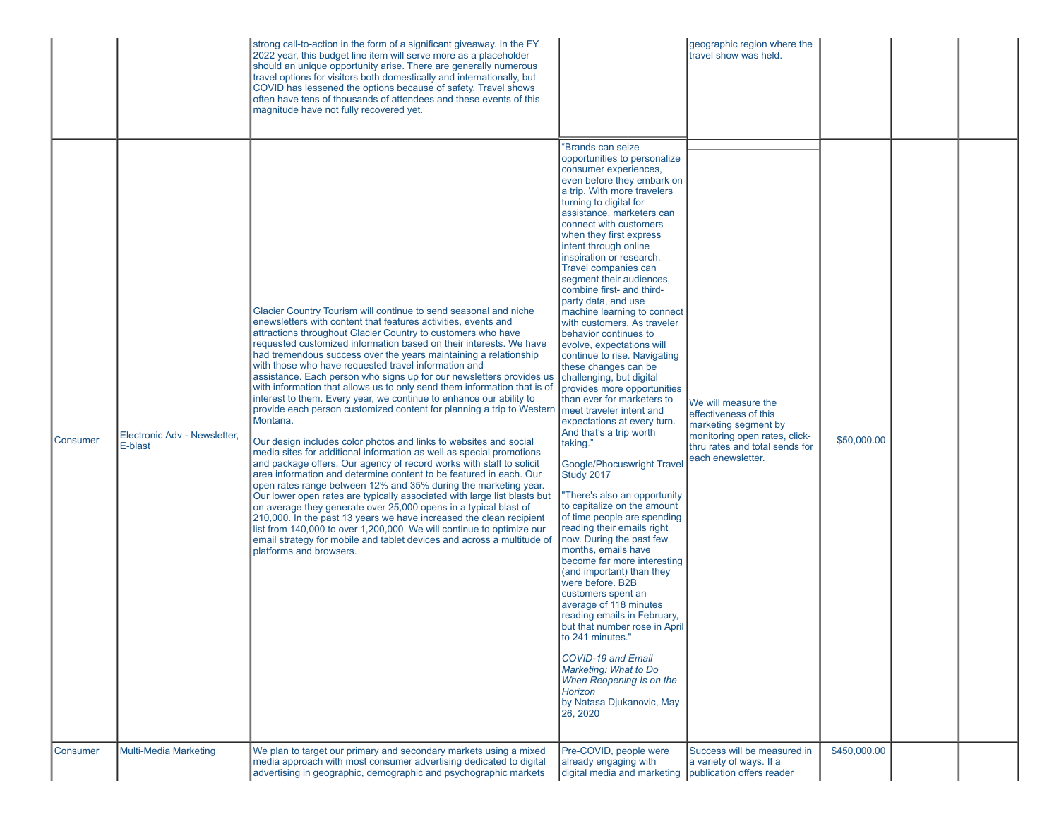| | | | | | | | |
|---|---|---|---|---|---|---|---|
| | | strong call-to-action in the form of a significant giveaway. In the FY 2022 year, this budget line item will serve more as a placeholder should an unique opportunity arise. There are generally numerous travel options for visitors both domestically and internationally, but COVID has lessened the options because of safety. Travel shows often have tens of thousands of attendees and these events of this magnitude have not fully recovered yet. | | geographic region where the travel show was held. | | | |
| Consumer | Electronic Adv - Newsletter, E-blast | Glacier Country Tourism will continue to send seasonal and niche enewsletters with content that features activities, events and attractions throughout Glacier Country to customers who have requested customized information based on their interests. We have had tremendous success over the years maintaining a relationship with those who have requested travel information and assistance. Each person who signs up for our newsletters provides us with information that allows us to only send them information that is of interest to them. Every year, we continue to enhance our ability to provide each person customized content for planning a trip to Western Montana.<br><br>Our design includes color photos and links to websites and social media sites for additional information as well as special promotions and package offers. Our agency of record works with staff to solicit area information and determine content to be featured in each. Our open rates range between 12% and 35% during the marketing year. Our lower open rates are typically associated with large list blasts but on average they generate over 25,000 opens in a typical blast of 210,000. In the past 13 years we have increased the clean recipient list from 140,000 to over 1,200,000. We will continue to optimize our email strategy for mobile and tablet devices and across a multitude of platforms and browsers. | "Brands can seize opportunities to personalize consumer experiences, even before they embark on a trip. With more travelers turning to digital for assistance, marketers can connect with customers when they first express intent through online inspiration or research. Travel companies can segment their audiences, combine first- and third-party data, and use machine learning to connect with customers. As traveler behavior continues to evolve, expectations will continue to rise. Navigating these changes can be challenging, but digital provides more opportunities than ever for marketers to meet traveler intent and expectations at every turn. And that's a trip worth taking."<br><br>Google/Phocuswright Travel Study 2017<br><br>"There's also an opportunity to capitalize on the amount of time people are spending reading their emails right now. During the past few months, emails have become far more interesting (and important) than they were before. B2B customers spent an average of 118 minutes reading emails in February, but that number rose in April to 241 minutes."<br><br>*COVID-19 and Email Marketing: What to Do When Reopening Is on the Horizon*<br>by Natasa Djukanovic, May 26, 2020 | We will measure the effectiveness of this marketing segment by monitoring open rates, click-thru rates and total sends for each enewsletter. | $50,000.00 | | |
| Consumer | Multi-Media Marketing | We plan to target our primary and secondary markets using a mixed media approach with most consumer advertising dedicated to digital advertising in geographic, demographic and psychographic markets | Pre-COVID, people were already engaging with digital media and marketing | Success will be measured in a variety of ways. If a publication offers reader | $450,000.00 | | |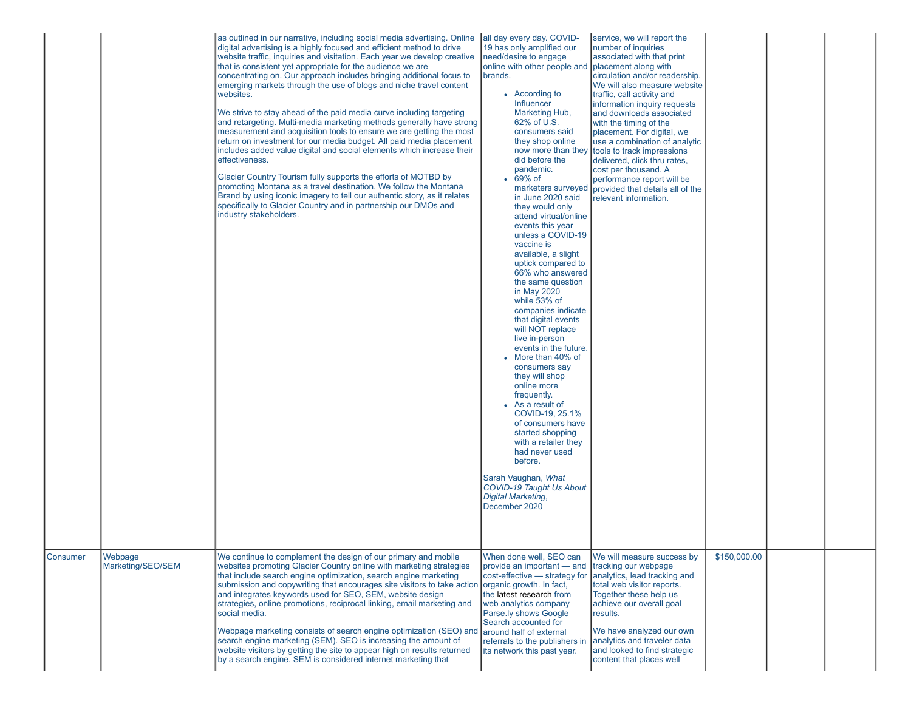| | | | | | | | |
|---|---|---|---|---|---|---|---|
| | | as outlined in our narrative, including social media advertising. Online digital advertising is a highly focused and efficient method to drive website traffic, inquiries and visitation. Each year we develop creative that is consistent yet appropriate for the audience we are concentrating on. Our approach includes bringing additional focus to emerging markets through the use of blogs and niche travel content websites.<br><br>We strive to stay ahead of the paid media curve including targeting and retargeting. Multi-media marketing methods generally have strong measurement and acquisition tools to ensure we are getting the most return on investment for our media budget. All paid media placement includes added value digital and social elements which increase their effectiveness.<br><br>Glacier Country Tourism fully supports the efforts of MOTBD by promoting Montana as a travel destination. We follow the Montana Brand by using iconic imagery to tell our authentic story, as it relates specifically to Glacier Country and in partnership our DMOs and industry stakeholders. | all day every day. COVID-19 has only amplified our need/desire to engage online with other people and brands.<br><br>• According to Influencer Marketing Hub, 62% of U.S. consumers said they shop online now more than they did before the pandemic.<br>• 69% of marketers surveyed in June 2020 said they would only attend virtual/online events this year unless a COVID-19 vaccine is available, a slight uptick compared to 66% who answered the same question in May 2020 while 53% of companies indicate that digital events will NOT replace live in-person events in the future.<br>• More than 40% of consumers say they will shop online more frequently.<br>• As a result of COVID-19, 25.1% of consumers have started shopping with a retailer they had never used before.<br><br>Sarah Vaughan, *What COVID-19 Taught Us About Digital Marketing*, December 2020 | service, we will report the number of inquiries associated with that print placement along with circulation and/or readership. We will also measure website traffic, call activity and information inquiry requests and downloads associated with the timing of the placement. For digital, we use a combination of analytic tools to track impressions delivered, click thru rates, cost per thousand. A performance report will be provided that details all of the relevant information. | | | |
| Consumer | Webpage Marketing/SEO/SEM | We continue to complement the design of our primary and mobile websites promoting Glacier Country online with marketing strategies that include search engine optimization, search engine marketing submission and copywriting that encourages site visitors to take action and integrates keywords used for SEO, SEM, website design strategies, online promotions, reciprocal linking, email marketing and social media.<br><br>Webpage marketing consists of search engine optimization (SEO) and search engine marketing (SEM). SEO is increasing the amount of website visitors by getting the site to appear high on results returned by a search engine. SEM is considered internet marketing that | When done well, SEO can provide an important — and cost-effective — strategy for organic growth. In fact, the latest research from web analytics company Parse.ly shows Google Search accounted for around half of external referrals to the publishers in its network this past year. | We will measure success by tracking our webpage analytics, lead tracking and total web visitor reports. Together these help us achieve our overall goal results.<br><br>We have analyzed our own analytics and traveler data and looked to find strategic content that places well | $150,000.00 | | |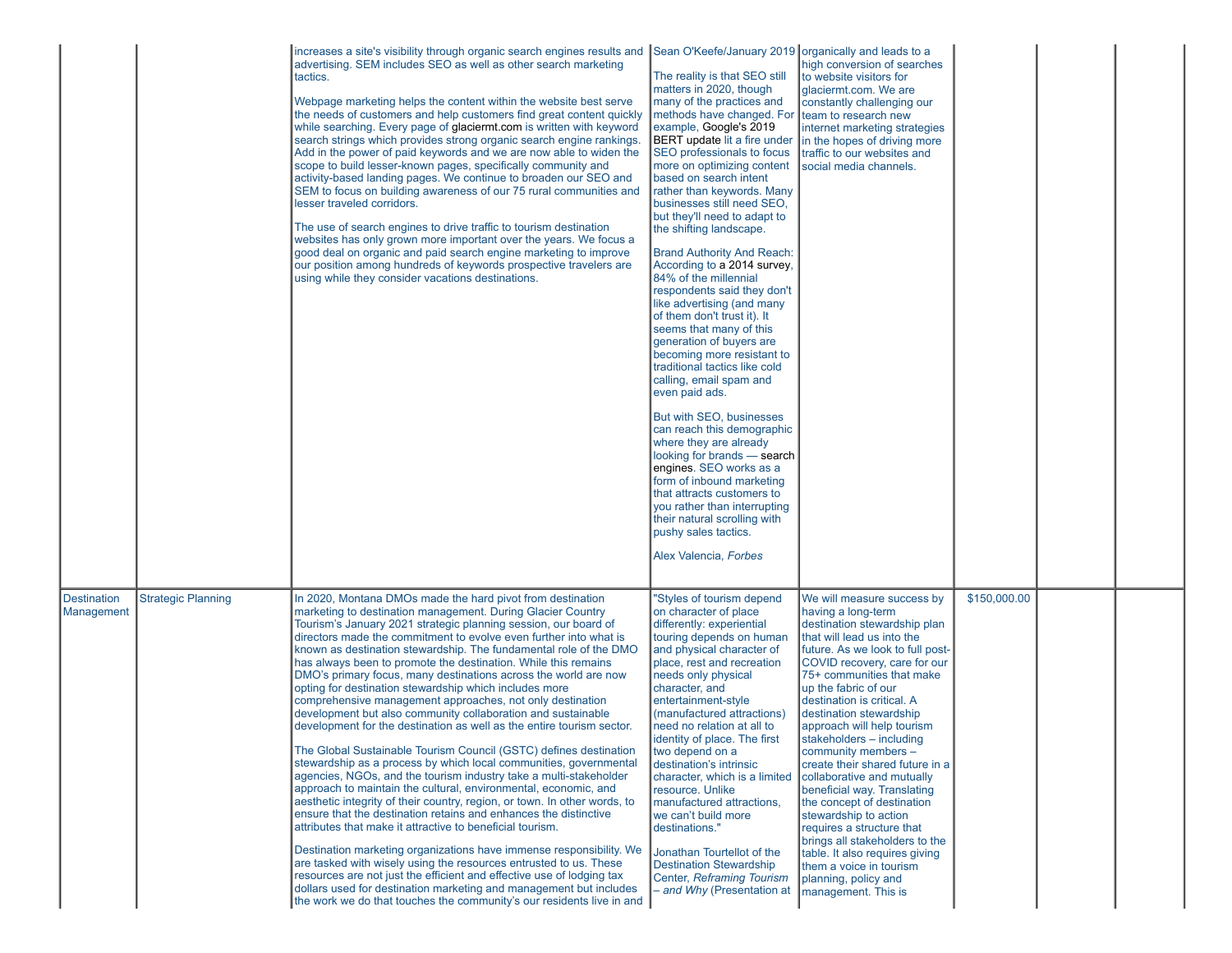| | | | | | | | |
|---|---|---|---|---|---|---|---|
| | | increases a site's visibility through organic search engines results and advertising. SEM includes SEO as well as other search marketing tactics.<br><br>Webpage marketing helps the content within the website best serve the needs of customers and help customers find great content quickly while searching. Every page of glaciermt.com is written with keyword search strings which provides strong organic search engine rankings. Add in the power of paid keywords and we are now able to widen the scope to build lesser-known pages, specifically community and activity-based landing pages. We continue to broaden our SEO and SEM to focus on building awareness of our 75 rural communities and lesser traveled corridors.<br><br>The use of search engines to drive traffic to tourism destination websites has only grown more important over the years. We focus a good deal on organic and paid search engine marketing to improve our position among hundreds of keywords prospective travelers are using while they consider vacations destinations. | Sean O'Keefe/January 2019<br><br>The reality is that SEO still matters in 2020, though many of the practices and methods have changed. For example, Google's 2019 BERT update lit a fire under SEO professionals to focus more on optimizing content based on search intent rather than keywords. Many businesses still need SEO, but they'll need to adapt to the shifting landscape.<br><br>Brand Authority And Reach: According to a 2014 survey, 84% of the millennial respondents said they don't like advertising (and many of them don't trust it). It seems that many of this generation of buyers are becoming more resistant to traditional tactics like cold calling, email spam and even paid ads.<br><br>But with SEO, businesses can reach this demographic where they are already looking for brands — search engines. SEO works as a form of inbound marketing that attracts customers to you rather than interrupting their natural scrolling with pushy sales tactics.<br><br>Alex Valencia, *Forbes* | organically and leads to a high conversion of searches to website visitors for glaciermt.com. We are constantly challenging our team to research new internet marketing strategies in the hopes of driving more traffic to our websites and social media channels. | | | |
| Destination Management | Strategic Planning | In 2020, Montana DMOs made the hard pivot from destination marketing to destination management. During Glacier Country Tourism's January 2021 strategic planning session, our board of directors made the commitment to evolve even further into what is known as destination stewardship. The fundamental role of the DMO has always been to promote the destination. While this remains DMO's primary focus, many destinations across the world are now opting for destination stewardship which includes more comprehensive management approaches, not only destination development but also community collaboration and sustainable development for the destination as well as the entire tourism sector.<br><br>The Global Sustainable Tourism Council (GSTC) defines destination stewardship as a process by which local communities, governmental agencies, NGOs, and the tourism industry take a multi-stakeholder approach to maintain the cultural, environmental, economic, and aesthetic integrity of their country, region, or town. In other words, to ensure that the destination retains and enhances the distinctive attributes that make it attractive to beneficial tourism.<br><br>Destination marketing organizations have immense responsibility. We are tasked with wisely using the resources entrusted to us. These resources are not just the efficient and effective use of lodging tax dollars used for destination marketing and management but includes the work we do that touches the community's our residents live in and | "Styles of tourism depend on character of place differently: experiential touring depends on human and physical character of place, rest and recreation needs only physical character, and entertainment-style (manufactured attractions) need no relation at all to identity of place. The first two depend on a destination's intrinsic character, which is a limited resource. Unlike manufactured attractions, we can't build more destinations."<br><br>Jonathan Tourtellot of the Destination Stewardship Center, *Reframing Tourism – and Why* (Presentation at | We will measure success by having a long-term destination stewardship plan that will lead us into the future. As we look to full post-COVID recovery, care for our 75+ communities that make up the fabric of our destination is critical. A destination stewardship approach will help tourism stakeholders – including community members – create their shared future in a collaborative and mutually beneficial way. Translating the concept of destination stewardship to action requires a structure that brings all stakeholders to the table. It also requires giving them a voice in tourism planning, policy and management. This is | $150,000.00 | | |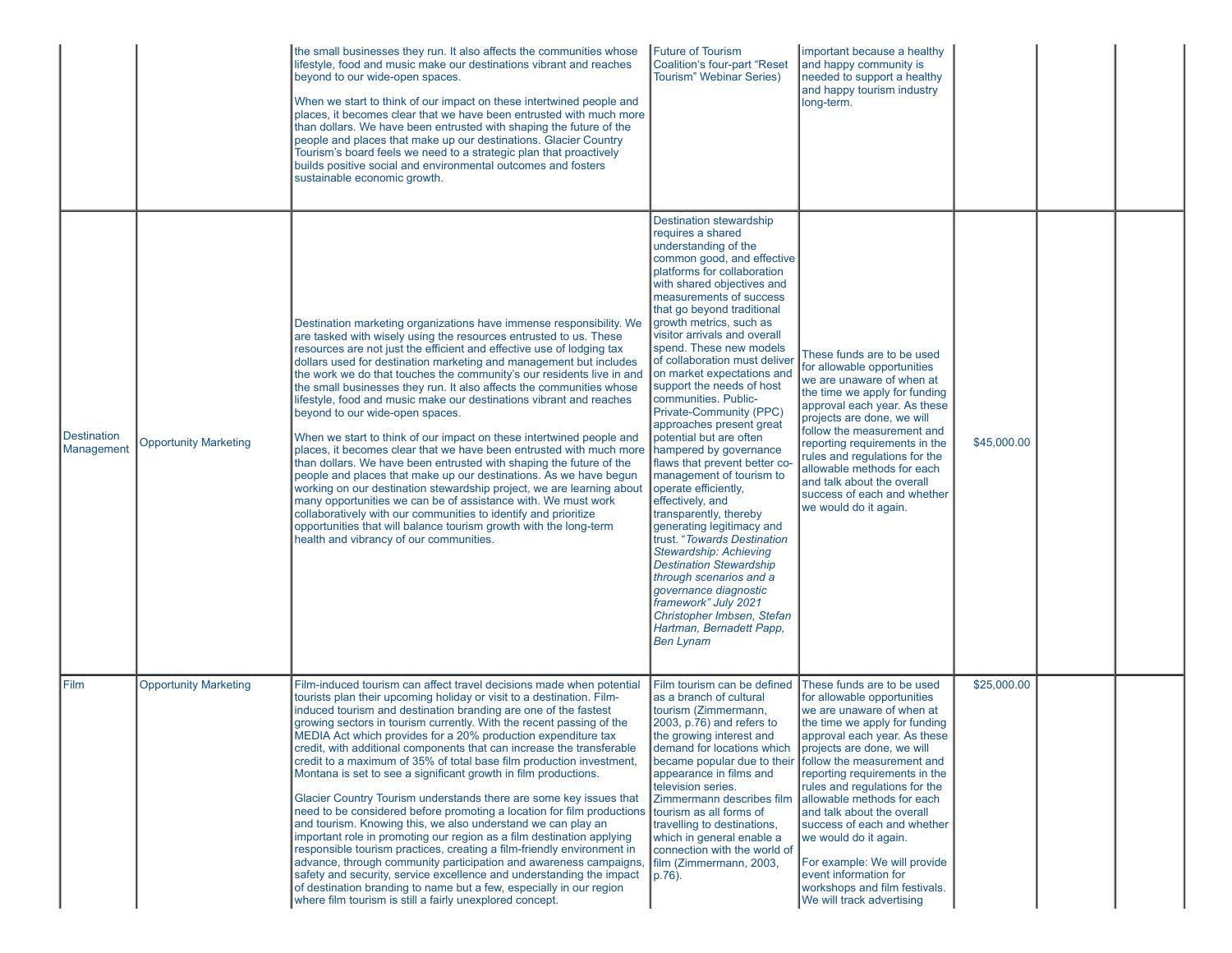| | | | | | | | |
|---|---|---|---|---|---|---|---|
| | | the small businesses they run. It also affects the communities whose lifestyle, food and music make our destinations vibrant and reaches beyond to our wide-open spaces.<br><br>When we start to think of our impact on these intertwined people and places, it becomes clear that we have been entrusted with much more than dollars. We have been entrusted with shaping the future of the people and places that make up our destinations. Glacier Country Tourism's board feels we need to a strategic plan that proactively builds positive social and environmental outcomes and fosters sustainable economic growth. | Future of Tourism Coalition's four-part "Reset Tourism" Webinar Series) | important because a healthy and happy community is needed to support a healthy and happy tourism industry long-term. | | | |
| Destination Management | Opportunity Marketing | Destination marketing organizations have immense responsibility. We are tasked with wisely using the resources entrusted to us. These resources are not just the efficient and effective use of lodging tax dollars used for destination marketing and management but includes the work we do that touches the community's our residents live in and the small businesses they run. It also affects the communities whose lifestyle, food and music make our destinations vibrant and reaches beyond to our wide-open spaces.<br><br>When we start to think of our impact on these intertwined people and places, it becomes clear that we have been entrusted with much more than dollars. We have been entrusted with shaping the future of the people and places that make up our destinations. As we have begun working on our destination stewardship project, we are learning about many opportunities we can be of assistance with. We must work collaboratively with our communities to identify and prioritize opportunities that will balance tourism growth with the long-term health and vibrancy of our communities. | Destination stewardship requires a shared understanding of the common good, and effective platforms for collaboration with shared objectives and measurements of success that go beyond traditional growth metrics, such as visitor arrivals and overall spend. These new models of collaboration must deliver on market expectations and support the needs of host communities. Public-Private-Community (PPC) approaches present great potential but are often hampered by governance flaws that prevent better co-management of tourism to operate efficiently, effectively, and transparently, thereby generating legitimacy and trust. "*Towards Destination Stewardship: Achieving Destination Stewardship through scenarios and a governance diagnostic framework" July 2021 Christopher Imbsen, Stefan Hartman, Bernadett Papp, Ben Lynam* | These funds are to be used for allowable opportunities we are unaware of when at the time we apply for funding approval each year. As these projects are done, we will follow the measurement and reporting requirements in the rules and regulations for the allowable methods for each and talk about the overall success of each and whether we would do it again. | $45,000.00 | | |
| Film | Opportunity Marketing | Film-induced tourism can affect travel decisions made when potential tourists plan their upcoming holiday or visit to a destination. Film-induced tourism and destination branding are one of the fastest growing sectors in tourism currently. With the recent passing of the MEDIA Act which provides for a 20% production expenditure tax credit, with additional components that can increase the transferable credit to a maximum of 35% of total base film production investment, Montana is set to see a significant growth in film productions.<br><br>Glacier Country Tourism understands there are some key issues that need to be considered before promoting a location for film productions and tourism. Knowing this, we also understand we can play an important role in promoting our region as a film destination applying responsible tourism practices, creating a film-friendly environment in advance, through community participation and awareness campaigns, safety and security, service excellence and understanding the impact of destination branding to name but a few, especially in our region where film tourism is still a fairly unexplored concept. | Film tourism can be defined as a branch of cultural tourism (Zimmermann, 2003, p.76) and refers to the growing interest and demand for locations which became popular due to their appearance in films and television series. Zimmermann describes film tourism as all forms of travelling to destinations, which in general enable a connection with the world of film (Zimmermann, 2003, p.76). | These funds are to be used for allowable opportunities we are unaware of when at the time we apply for funding approval each year. As these projects are done, we will follow the measurement and reporting requirements in the rules and regulations for the allowable methods for each and talk about the overall success of each and whether we would do it again.<br><br>For example: We will provide event information for workshops and film festivals. We will track advertising | $25,000.00 | | |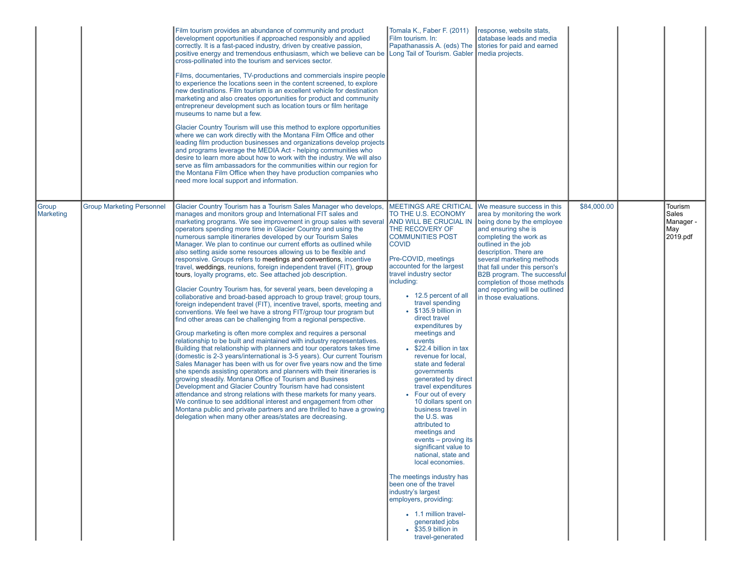| | | | | | | | |
|---|---|---|---|---|---|---|---|
| | | Film tourism provides an abundance of community and product development opportunities if approached responsibly and applied correctly. It is a fast-paced industry, driven by creative passion, positive energy and tremendous enthusiasm, which we believe can be cross-pollinated into the tourism and services sector.<br><br>Films, documentaries, TV-productions and commercials inspire people to experience the locations seen in the content screened, to explore new destinations. Film tourism is an excellent vehicle for destination marketing and also creates opportunities for product and community entrepreneur development such as location tours or film heritage museums to name but a few.<br><br>Glacier Country Tourism will use this method to explore opportunities where we can work directly with the Montana Film Office and other leading film production businesses and organizations develop projects and programs leverage the MEDIA Act - helping communities who desire to learn more about how to work with the industry. We will also serve as film ambassadors for the communities within our region for the Montana Film Office when they have production companies who need more local support and information. | Tomala K., Faber F. (2011) Film tourism. In: Papathanassis A. (eds) The Long Tail of Tourism. Gabler | response, website stats, database leads and media stories for paid and earned media projects. | | | |
| Group Marketing | Group Marketing Personnel | Glacier Country Tourism has a Tourism Sales Manager who develops, manages and monitors group and International FIT sales and marketing programs. We see improvement in group sales with several operators spending more time in Glacier Country and using the numerous sample itineraries developed by our Tourism Sales Manager. We plan to continue our current efforts as outlined while also setting aside some resources allowing us to be flexible and responsive. Groups refers to meetings and conventions, incentive travel, weddings, reunions, foreign independent travel (FIT), group tours, loyalty programs, etc. See attached job description.<br><br>Glacier Country Tourism has, for several years, been developing a collaborative and broad-based approach to group travel; group tours, foreign independent travel (FIT), incentive travel, sports, meeting and conventions. We feel we have a strong FIT/group tour program but find other areas can be challenging from a regional perspective.<br><br>Group marketing is often more complex and requires a personal relationship to be built and maintained with industry representatives. Building that relationship with planners and tour operators takes time (domestic is 2-3 years/international is 3-5 years). Our current Tourism Sales Manager has been with us for over five years now and the time she spends assisting operators and planners with their itineraries is growing steadily. Montana Office of Tourism and Business Development and Glacier Country Tourism have had consistent attendance and strong relations with these markets for many years. We continue to see additional interest and engagement from other Montana public and private partners and are thrilled to have a growing delegation when many other areas/states are decreasing. | MEETINGS ARE CRITICAL TO THE U.S. ECONOMY AND WILL BE CRUCIAL IN THE RECOVERY OF COMMUNITIES POST COVID<br><br>Pre-COVID, meetings accounted for the largest travel industry sector including:<br><br>• 12.5 percent of all travel spending<br>• $135.9 billion in direct travel expenditures by meetings and events<br>• $22.4 billion in tax revenue for local, state and federal governments generated by direct travel expenditures<br>• Four out of every 10 dollars spent on business travel in the U.S. was attributed to meetings and events – proving its significant value to national, state and local economies.<br><br>The meetings industry has been one of the travel industry's largest employers, providing:<br><br>• 1.1 million travel-generated jobs<br>• $35.9 billion in travel-generated | We measure success in this area by monitoring the work being done by the employee and ensuring she is completing the work as outlined in the job description. There are several marketing methods that fall under this person's B2B program. The successful completion of those methods and reporting will be outlined in those evaluations. | $84,000.00 | | Tourism Sales Manager - May 2019.pdf |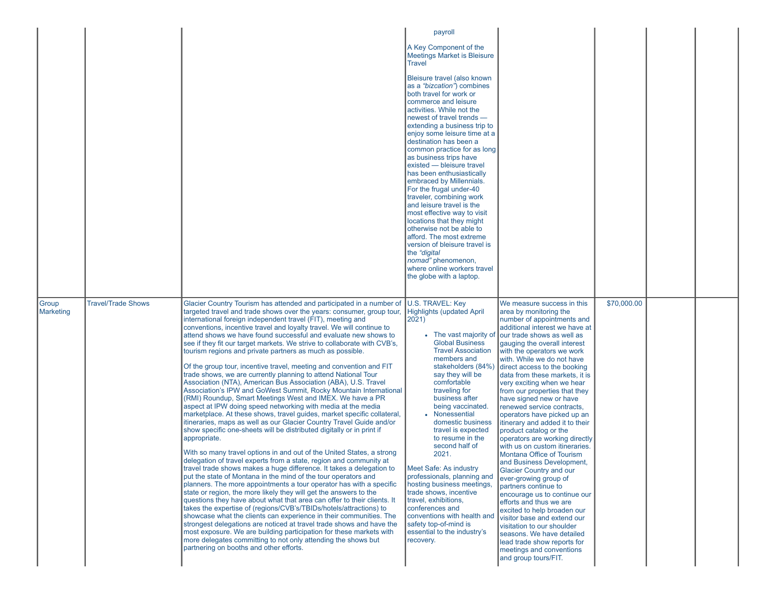| | | | | | | | |
|---|---|---|---|---|---|---|---|
| | | | payroll<br><br>A Key Component of the Meetings Market is Bleisure Travel<br><br>Bleisure travel (also known as a *"bizcation"*) combines both travel for work or commerce and leisure activities. While not the newest of travel trends — extending a business trip to enjoy some leisure time at a destination has been a common practice for as long as business trips have existed — bleisure travel has been enthusiastically embraced by Millennials. For the frugal under-40 traveler, combining work and leisure travel is the most effective way to visit locations that they might otherwise not be able to afford. The most extreme version of bleisure travel is the *"digital nomad"* phenomenon, where online workers travel the globe with a laptop. | | | | |
| Group Marketing | Travel/Trade Shows | Glacier Country Tourism has attended and participated in a number of targeted travel and trade shows over the years: consumer, group tour, international foreign independent travel (FIT), meeting and conventions, incentive travel and loyalty travel. We will continue to attend shows we have found successful and evaluate new shows to see if they fit our target markets. We strive to collaborate with CVB's, tourism regions and private partners as much as possible.<br><br>Of the group tour, incentive travel, meeting and convention and FIT trade shows, we are currently planning to attend National Tour Association (NTA), American Bus Association (ABA), U.S. Travel Association's IPW and GoWest Summit, Rocky Mountain International (RMI) Roundup, Smart Meetings West and IMEX. We have a PR aspect at IPW doing speed networking with media at the media marketplace. At these shows, travel guides, market specific collateral, itineraries, maps as well as our Glacier Country Travel Guide and/or show specific one-sheets will be distributed digitally or in print if appropriate.<br><br>With so many travel options in and out of the United States, a strong delegation of travel experts from a state, region and community at travel trade shows makes a huge difference. It takes a delegation to put the state of Montana in the mind of the tour operators and planners. The more appointments a tour operator has with a specific state or region, the more likely they will get the answers to the questions they have about what that area can offer to their clients. It takes the expertise of (regions/CVB's/TBIDs/hotels/attractions) to showcase what the clients can experience in their communities. The strongest delegations are noticed at travel trade shows and have the most exposure. We are building participation for these markets with more delegates committing to not only attending the shows but partnering on booths and other efforts. | U.S. TRAVEL: Key Highlights (updated April 2021)<br><br>• The vast majority of Global Business Travel Association members and stakeholders (84%) say they will be comfortable traveling for business after being vaccinated.<br>• Nonessential domestic business travel is expected to resume in the second half of 2021.<br><br>Meet Safe: As industry professionals, planning and hosting business meetings, trade shows, incentive travel, exhibitions, conferences and conventions with health and safety top-of-mind is essential to the industry's recovery. | We measure success in this area by monitoring the number of appointments and additional interest we have at our trade shows as well as gauging the overall interest with the operators we work with. While we do not have direct access to the booking data from these markets, it is very exciting when we hear from our properties that they have signed new or have renewed service contracts, operators have picked up an itinerary and added it to their product catalog or the operators are working directly with us on custom itineraries. Montana Office of Tourism and Business Development, Glacier Country and our ever-growing group of partners continue to encourage us to continue our efforts and thus we are excited to help broaden our visitor base and extend our visitation to our shoulder seasons. We have detailed lead trade show reports for meetings and conventions and group tours/FIT. | $70,000.00 | | |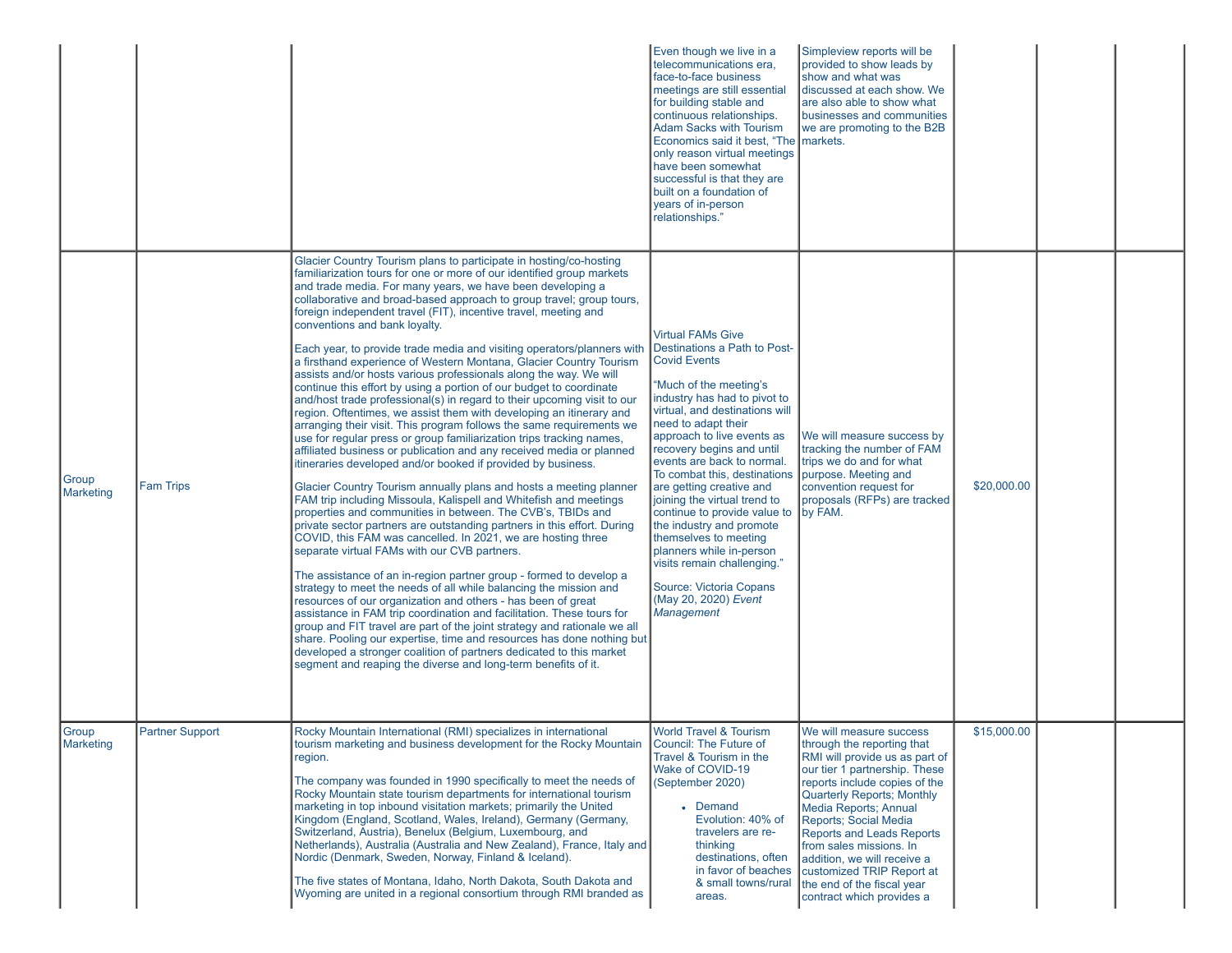| | | | | | | | |
|---|---|---|---|---|---|---|---|
| | | | Even though we live in a telecommunications era, face-to-face business meetings are still essential for building stable and continuous relationships. Adam Sacks with Tourism Economics said it best, "The only reason virtual meetings have been somewhat successful is that they are built on a foundation of years of in-person relationships." | Simpleview reports will be provided to show leads by show and what was discussed at each show. We are also able to show what businesses and communities we are promoting to the B2B markets. | | | |
| Group Marketing | Fam Trips | Glacier Country Tourism plans to participate in hosting/co-hosting familiarization tours for one or more of our identified group markets and trade media. For many years, we have been developing a collaborative and broad-based approach to group travel; group tours, foreign independent travel (FIT), incentive travel, meeting and conventions and bank loyalty.<br><br>Each year, to provide trade media and visiting operators/planners with a firsthand experience of Western Montana, Glacier Country Tourism assists and/or hosts various professionals along the way. We will continue this effort by using a portion of our budget to coordinate and/host trade professional(s) in regard to their upcoming visit to our region. Oftentimes, we assist them with developing an itinerary and arranging their visit. This program follows the same requirements we use for regular press or group familiarization trips tracking names, affiliated business or publication and any received media or planned itineraries developed and/or booked if provided by business.<br><br>Glacier Country Tourism annually plans and hosts a meeting planner FAM trip including Missoula, Kalispell and Whitefish and meetings properties and communities in between. The CVB's, TBIDs and private sector partners are outstanding partners in this effort. During COVID, this FAM was cancelled. In 2021, we are hosting three separate virtual FAMs with our CVB partners.<br><br>The assistance of an in-region partner group - formed to develop a strategy to meet the needs of all while balancing the mission and resources of our organization and others - has been of great assistance in FAM trip coordination and facilitation. These tours for group and FIT travel are part of the joint strategy and rationale we all share. Pooling our expertise, time and resources has done nothing but developed a stronger coalition of partners dedicated to this market segment and reaping the diverse and long-term benefits of it. | Virtual FAMs Give Destinations a Path to Post-Covid Events<br><br>"Much of the meeting's industry has had to pivot to virtual, and destinations will need to adapt their approach to live events as recovery begins and until events are back to normal. To combat this, destinations are getting creative and joining the virtual trend to continue to provide value to the industry and promote themselves to meeting planners while in-person visits remain challenging."<br><br>Source: Victoria Copans (May 20, 2020) *Event Management* | We will measure success by tracking the number of FAM trips we do and for what purpose. Meeting and convention request for proposals (RFPs) are tracked by FAM. | $20,000.00 | | |
| Group Marketing | Partner Support | Rocky Mountain International (RMI) specializes in international tourism marketing and business development for the Rocky Mountain region.<br><br>The company was founded in 1990 specifically to meet the needs of Rocky Mountain state tourism departments for international tourism marketing in top inbound visitation markets; primarily the United Kingdom (England, Scotland, Wales, Ireland), Germany (Germany, Switzerland, Austria), Benelux (Belgium, Luxembourg, and Netherlands), Australia (Australia and New Zealand), France, Italy and Nordic (Denmark, Sweden, Norway, Finland & Iceland).<br><br>The five states of Montana, Idaho, North Dakota, South Dakota and Wyoming are united in a regional consortium through RMI branded as | World Travel & Tourism Council: The Future of Travel & Tourism in the Wake of COVID-19 (September 2020)<br><br>• Demand Evolution: 40% of travelers are re-thinking destinations, often in favor of beaches & small towns/rural areas. | We will measure success through the reporting that RMI will provide us as part of our tier 1 partnership. These reports include copies of the Quarterly Reports; Monthly Media Reports; Annual Reports; Social Media Reports and Leads Reports from sales missions. In addition, we will receive a customized TRIP Report at the end of the fiscal year contract which provides a | $15,000.00 | | |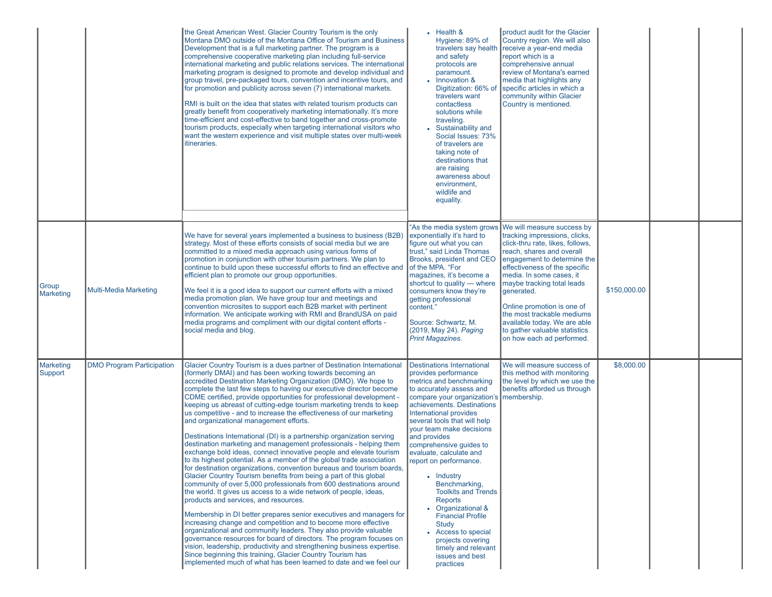| | | | | | | | |
|---|---|---|---|---|---|---|---|
| | | the Great American West. Glacier Country Tourism is the only Montana DMO outside of the Montana Office of Tourism and Business Development that is a full marketing partner. The program is a comprehensive cooperative marketing plan including full-service international marketing and public relations services. The international marketing program is designed to promote and develop individual and group travel, pre-packaged tours, convention and incentive tours, and for promotion and publicity across seven (7) international markets.<br><br>RMI is built on the idea that states with related tourism products can greatly benefit from cooperatively marketing internationally. It's more time-efficient and cost-effective to band together and cross-promote tourism products, especially when targeting international visitors who want the western experience and visit multiple states over multi-week itineraries. | • Health & Hygiene: 89% of travelers say health and safety protocols are paramount.<br>• Innovation & Digitization: 66% of travelers want contactless solutions while traveling.<br>• Sustainability and Social Issues: 73% of travelers are taking note of destinations that are raising awareness about environment, wildlife and equality. | product audit for the Glacier Country region. We will also receive a year-end media report which is a comprehensive annual review of Montana's earned media that highlights any specific articles in which a community within Glacier Country is mentioned. | | | |
| Group Marketing | Multi-Media Marketing | We have for several years implemented a business to business (B2B) strategy. Most of these efforts consists of social media but we are committed to a mixed media approach using various forms of promotion in conjunction with other tourism partners. We plan to continue to build upon these successful efforts to find an effective and efficient plan to promote our group opportunities.<br><br>We feel it is a good idea to support our current efforts with a mixed media promotion plan. We have group tour and meetings and convention microsites to support each B2B market with pertinent information. We anticipate working with RMI and BrandUSA on paid media programs and compliment with our digital content efforts - social media and blog. | "As the media system grows exponentially it's hard to figure out what you can trust," said Linda Thomas Brooks, president and CEO of the MPA. "For magazines, it's become a shortcut to quality — where consumers know they're getting professional content."<br><br>Source: Schwartz, M. (2019, May 24). *Paging Print Magazines.* | We will measure success by tracking impressions, clicks, click-thru rate, likes, follows, reach, shares and overall engagement to determine the effectiveness of the specific media. In some cases, it maybe tracking total leads generated.<br><br>Online promotion is one of the most trackable mediums available today. We are able to gather valuable statistics on how each ad performed. | $150,000.00 | | |
| Marketing Support | DMO Program Participation | Glacier Country Tourism is a dues partner of Destination International (formerly DMAI) and has been working towards becoming an accredited Destination Marketing Organization (DMO). We hope to complete the last few steps to having our executive director become CDME certified, provide opportunities for professional development - keeping us abreast of cutting-edge tourism marketing trends to keep us competitive - and to increase the effectiveness of our marketing and organizational management efforts.<br><br>Destinations International (DI) is a partnership organization serving destination marketing and management professionals - helping them exchange bold ideas, connect innovative people and elevate tourism to its highest potential. As a member of the global trade association for destination organizations, convention bureaus and tourism boards, Glacier Country Tourism benefits from being a part of this global community of over 5,000 professionals from 600 destinations around the world. It gives us access to a wide network of people, ideas, products and services, and resources.<br><br>Membership in DI better prepares senior executives and managers for increasing change and competition and to become more effective organizational and community leaders. They also provide valuable governance resources for board of directors. The program focuses on vision, leadership, productivity and strengthening business expertise. Since beginning this training, Glacier Country Tourism has implemented much of what has been learned to date and we feel our | Destinations International provides performance metrics and benchmarking to accurately assess and compare your organization's achievements. Destinations International provides several tools that will help your team make decisions and provides comprehensive guides to evaluate, calculate and report on performance.<br><br>• Industry Benchmarking, Toolkits and Trends Reports<br>• Organizational & Financial Profile Study<br>• Access to special projects covering timely and relevant issues and best practices | We will measure success of this method with monitoring the level by which we use the benefits afforded us through membership. | $8,000.00 | | |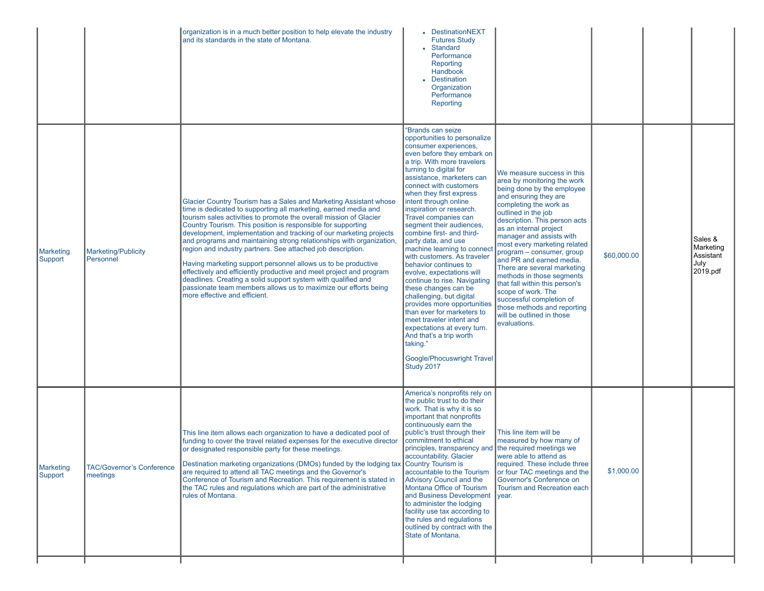| | | | | | | | |
|---|---|---|---|---|---|---|---|
| | | organization is in a much better position to help elevate the industry and its standards in the state of Montana. | - DestinationNEXT Futures Study<br>- Standard Performance Reporting Handbook<br>- Destination Organization Performance Reporting | | | | |
| Marketing Support | Marketing/Publicity Personnel | Glacier Country Tourism has a Sales and Marketing Assistant whose time is dedicated to supporting all marketing, earned media and tourism sales activities to promote the overall mission of Glacier Country Tourism. This position is responsible for supporting development, implementation and tracking of our marketing projects and programs and maintaining strong relationships with organization, region and industry partners. See attached job description.<br><br>Having marketing support personnel allows us to be productive effectively and efficiently productive and meet project and program deadlines. Creating a solid support system with qualified and passionate team members allows us to maximize our efforts being more effective and efficient. | "Brands can seize opportunities to personalize consumer experiences, even before they embark on a trip. With more travelers turning to digital for assistance, marketers can connect with customers when they first express intent through online inspiration or research. Travel companies can segment their audiences, combine first- and third-party data, and use machine learning to connect with customers. As traveler behavior continues to evolve, expectations will continue to rise. Navigating these changes can be challenging, but digital provides more opportunities than ever for marketers to meet traveler intent and expectations at every turn. And that's a trip worth taking."<br><br>Google/Phocuswright Travel Study 2017 | We measure success in this area by monitoring the work being done by the employee and ensuring they are completing the work as outlined in the job description. This person acts as an internal project manager and assists with most every marketing related program – consumer, group and PR and earned media. There are several marketing methods in those segments that fall within this person's scope of work. The successful completion of those methods and reporting will be outlined in those evaluations. | $60,000.00 | | Sales & Marketing Assistant July 2019.pdf |
| Marketing Support | TAC/Governor's Conference meetings | This line item allows each organization to have a dedicated pool of funding to cover the travel related expenses for the executive director or designated responsible party for these meetings.<br><br>Destination marketing organizations (DMOs) funded by the lodging tax are required to attend all TAC meetings and the Governor's Conference of Tourism and Recreation. This requirement is stated in the TAC rules and regulations which are part of the administrative rules of Montana. | America's nonprofits rely on the public trust to do their work. That is why it is so important that nonprofits continuously earn the public's trust through their commitment to ethical principles, transparency and accountability. Glacier Country Tourism is accountable to the Tourism Advisory Council and the Montana Office of Tourism and Business Development to administer the lodging facility use tax according to the rules and regulations outlined by contract with the State of Montana. | This line item will be measured by how many of the required meetings we were able to attend as required. These include three or four TAC meetings and the Governor's Conference on Tourism and Recreation each year. | $1,000.00 | | |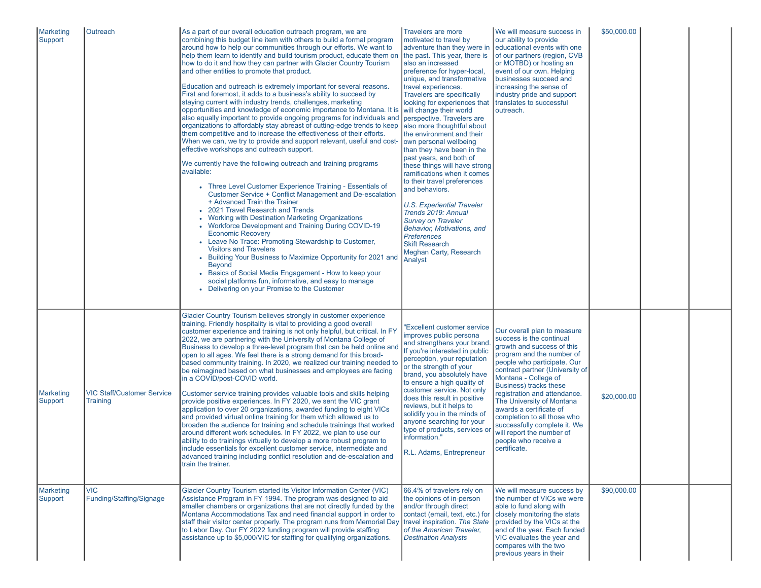| | | | | | | | |
|---|---|---|---|---|---|---|---|
| Marketing Support | Outreach | As a part of our overall education outreach program, we are combining this budget line item with others to build a formal program around how to help our communities through our efforts. We want to help them learn to identify and build tourism product, educate them on how to do it and how they can partner with Glacier Country Tourism and other entities to promote that product.<br><br>Education and outreach is extremely important for several reasons. First and foremost, it adds to a business's ability to succeed by staying current with industry trends, challenges, marketing opportunities and knowledge of economic importance to Montana. It is also equally important to provide ongoing programs for individuals and organizations to affordably stay abreast of cutting-edge trends to keep them competitive and to increase the effectiveness of their efforts. When we can, we try to provide and support relevant, useful and cost-effective workshops and outreach support.<br><br>We currently have the following outreach and training programs available:<br><br>• Three Level Customer Experience Training - Essentials of Customer Service + Conflict Management and De-escalation + Advanced Train the Trainer<br>• 2021 Travel Research and Trends<br>• Working with Destination Marketing Organizations<br>• Workforce Development and Training During COVID-19 Economic Recovery<br>• Leave No Trace: Promoting Stewardship to Customer, Visitors and Travelers<br>• Building Your Business to Maximize Opportunity for 2021 and Beyond<br>• Basics of Social Media Engagement - How to keep your social platforms fun, informative, and easy to manage<br>• Delivering on your Promise to the Customer | Travelers are more motivated to travel by adventure than they were in the past. This year, there is also an increased preference for hyper-local, unique, and transformative travel experiences. Travelers are specifically looking for experiences that will change their world perspective. Travelers are also more thoughtful about the environment and their own personal wellbeing than they have been in the past years, and both of these things will have strong ramifications when it comes to their travel preferences and behaviors.<br><br>*U.S. Experiential Traveler Trends 2019: Annual Survey on Traveler Behavior, Motivations, and Preferences*<br>Skift Research<br>Meghan Carty, Research Analyst | We will measure success in our ability to provide educational events with one of our partners (region, CVB or MOTBD) or hosting an event of our own. Helping businesses succeed and increasing the sense of industry pride and support translates to successful outreach. | $50,000.00 | | |
| Marketing Support | VIC Staff/Customer Service Training | Glacier Country Tourism believes strongly in customer experience training. Friendly hospitality is vital to providing a good overall customer experience and training is not only helpful, but critical. In FY 2022, we are partnering with the University of Montana College of Business to develop a three-level program that can be held online and open to all ages. We feel there is a strong demand for this broad-based community training. In 2020, we realized our training needed to be reimagined based on what businesses and employees are facing in a COVID/post-COVID world.<br><br>Customer service training provides valuable tools and skills helping provide positive experiences. In FY 2020, we sent the VIC grant application to over 20 organizations, awarded funding to eight VICs and provided virtual online training for them which allowed us to broaden the audience for training and schedule trainings that worked around different work schedules. In FY 2022, we plan to use our ability to do trainings virtually to develop a more robust program to include essentials for excellent customer service, intermediate and advanced training including conflict resolution and de-escalation and train the trainer. | "Excellent customer service improves public persona and strengthens your brand. If you're interested in public perception, your reputation or the strength of your brand, you absolutely have to ensure a high quality of customer service. Not only does this result in positive reviews, but it helps to solidify you in the minds of anyone searching for your type of products, services or information."<br><br>R.L. Adams, Entrepreneur | Our overall plan to measure success is the continual growth and success of this program and the number of people who participate. Our contract partner (University of Montana - College of Business) tracks these registration and attendance. The University of Montana awards a certificate of completion to all those who successfully complete it. We will report the number of people who receive a certificate. | $20,000.00 | | |
| Marketing Support | VIC Funding/Staffing/Signage | Glacier Country Tourism started its Visitor Information Center (VIC) Assistance Program in FY 1994. The program was designed to aid smaller chambers or organizations that are not directly funded by the Montana Accommodations Tax and need financial support in order to staff their visitor center properly. The program runs from Memorial Day to Labor Day. Our FY 2022 funding program will provide staffing assistance up to $5,000/VIC for staffing for qualifying organizations. | 66.4% of travelers rely on the opinions of in-person and/or through direct contact (email, text, etc.) for travel inspiration. *The State of the American Traveler, Destination Analysts* | We will measure success by the number of VICs we were able to fund along with closely monitoring the stats provided by the VICs at the end of the year. Each funded VIC evaluates the year and compares with the two previous years in their | $90,000.00 | | |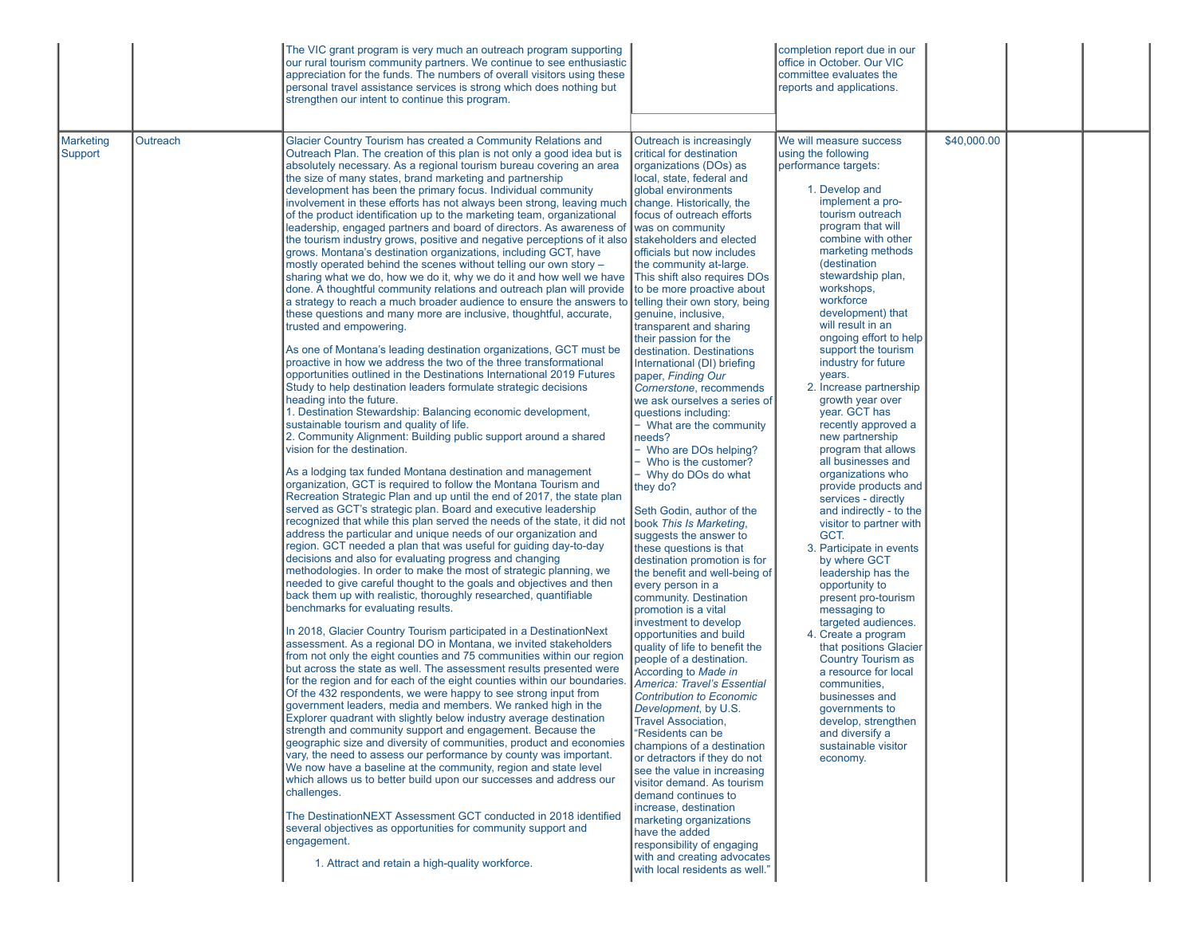| | | | | | | | |
|---|---|---|---|---|---|---|---|
| | | The VIC grant program is very much an outreach program supporting our rural tourism community partners. We continue to see enthusiastic appreciation for the funds. The numbers of overall visitors using these personal travel assistance services is strong which does nothing but strengthen our intent to continue this program. | | completion report due in our office in October. Our VIC committee evaluates the reports and applications. | | | |
| Marketing Support | Outreach | Glacier Country Tourism has created a Community Relations and Outreach Plan. The creation of this plan is not only a good idea but is absolutely necessary. As a regional tourism bureau covering an area the size of many states, brand marketing and partnership development has been the primary focus. Individual community involvement in these efforts has not always been strong, leaving much of the product identification up to the marketing team, organizational leadership, engaged partners and board of directors. As awareness of the tourism industry grows, positive and negative perceptions of it also grows. Montana's destination organizations, including GCT, have mostly operated behind the scenes without telling our own story – sharing what we do, how we do it, why we do it and how well we have done. A thoughtful community relations and outreach plan will provide a strategy to reach a much broader audience to ensure the answers to these questions and many more are inclusive, thoughtful, accurate, trusted and empowering.<br><br>As one of Montana's leading destination organizations, GCT must be proactive in how we address the two of the three transformational opportunities outlined in the Destinations International 2019 Futures Study to help destination leaders formulate strategic decisions heading into the future.<br>1. Destination Stewardship: Balancing economic development, sustainable tourism and quality of life.<br>2. Community Alignment: Building public support around a shared vision for the destination.<br><br>As a lodging tax funded Montana destination and management organization, GCT is required to follow the Montana Tourism and Recreation Strategic Plan and up until the end of 2017, the state plan served as GCT's strategic plan. Board and executive leadership recognized that while this plan served the needs of the state, it did not address the particular and unique needs of our organization and region. GCT needed a plan that was useful for guiding day-to-day decisions and also for evaluating progress and changing methodologies. In order to make the most of strategic planning, we needed to give careful thought to the goals and objectives and then back them up with realistic, thoroughly researched, quantifiable benchmarks for evaluating results.<br><br>In 2018, Glacier Country Tourism participated in a DestinationNext assessment. As a regional DO in Montana, we invited stakeholders from not only the eight counties and 75 communities within our region but across the state as well. The assessment results presented were for the region and for each of the eight counties within our boundaries. Of the 432 respondents, we were happy to see strong input from government leaders, media and members. We ranked high in the Explorer quadrant with slightly below industry average destination strength and community support and engagement. Because the geographic size and diversity of communities, product and economies vary, the need to assess our performance by county was important. We now have a baseline at the community, region and state level which allows us to better build upon our successes and address our challenges.<br><br>The DestinationNEXT Assessment GCT conducted in 2018 identified several objectives as opportunities for community support and engagement.<br><br>1. Attract and retain a high-quality workforce. | Outreach is increasingly critical for destination organizations (DOs) as local, state, federal and global environments change. Historically, the focus of outreach efforts was on community stakeholders and elected officials but now includes the community at-large. This shift also requires DOs to be more proactive about telling their own story, being genuine, inclusive, transparent and sharing their passion for the destination. Destinations International (DI) briefing paper, *Finding Our Cornerstone*, recommends we ask ourselves a series of questions including:<br>- What are the community needs?<br>- Who are DOs helping?<br>- Who is the customer?<br>- Why do DOs do what they do?<br><br>Seth Godin, author of the book *This Is Marketing*, suggests the answer to these questions is that destination promotion is for the benefit and well-being of every person in a community. Destination promotion is a vital investment to develop opportunities and build quality of life to benefit the people of a destination. According to *Made in America: Travel's Essential Contribution to Economic Development*, by U.S. Travel Association, "Residents can be champions of a destination or detractors if they do not see the value in increasing visitor demand. As tourism demand continues to increase, destination marketing organizations have the added responsibility of engaging with and creating advocates with local residents as well." | We will measure success using the following performance targets:<br><br>1. Develop and implement a pro-tourism outreach program that will combine with other marketing methods (destination stewardship plan, workshops, workforce development) that will result in an ongoing effort to help support the tourism industry for future years.<br>2. Increase partnership growth year over year. GCT has recently approved a new partnership program that allows all businesses and organizations who provide products and services - directly and indirectly - to the visitor to partner with GCT.<br>3. Participate in events by where GCT leadership has the opportunity to present pro-tourism messaging to targeted audiences.<br>4. Create a program that positions Glacier Country Tourism as a resource for local communities, businesses and governments to develop, strengthen and diversify a sustainable visitor economy. | $40,000.00 | | |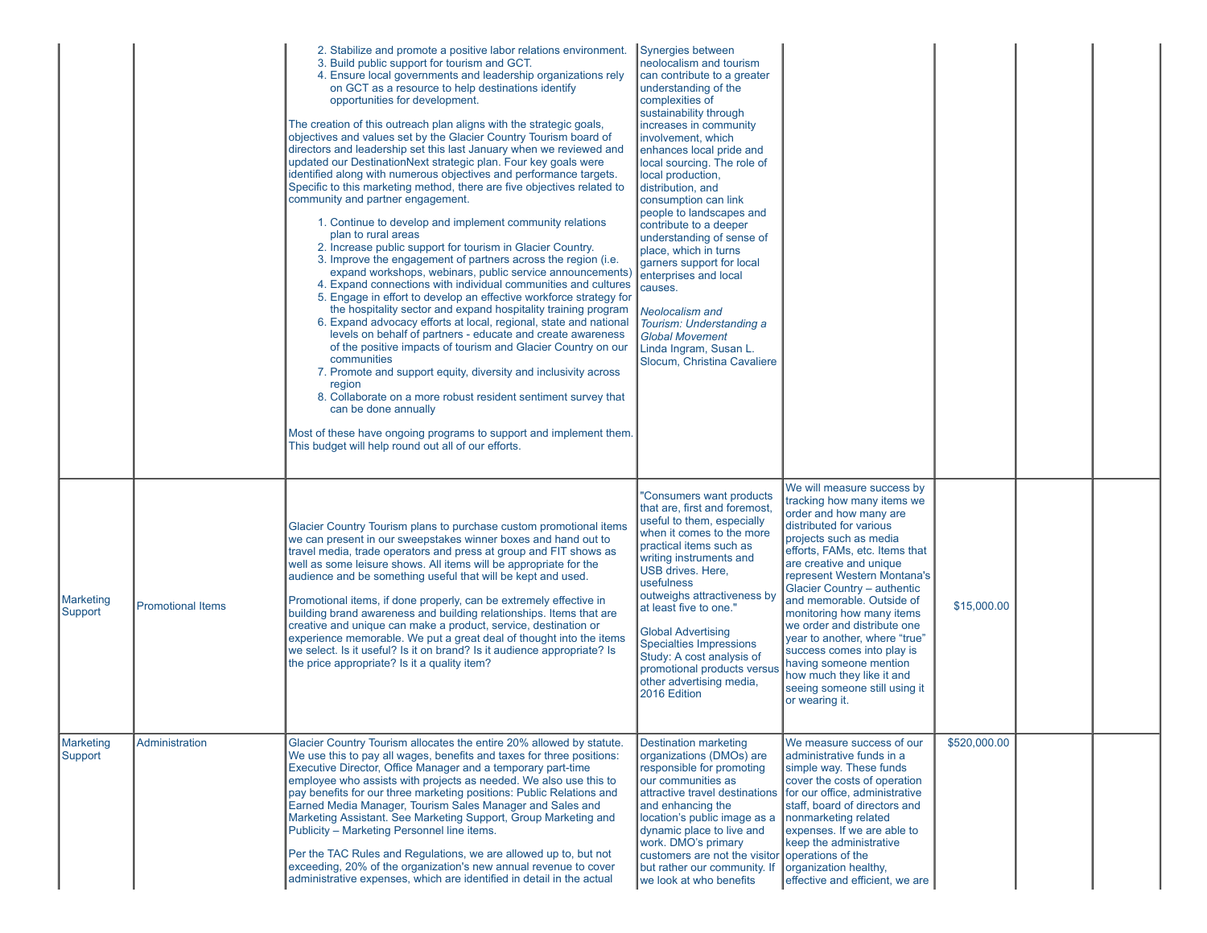| | | | | | | | |
|---|---|---|---|---|---|---|---|
| | | 2. Stabilize and promote a positive labor relations environment.<br>3. Build public support for tourism and GCT.<br>4. Ensure local governments and leadership organizations rely on GCT as a resource to help destinations identify opportunities for development.<br><br>The creation of this outreach plan aligns with the strategic goals, objectives and values set by the Glacier Country Tourism board of directors and leadership set this last January when we reviewed and updated our DestinationNext strategic plan. Four key goals were identified along with numerous objectives and performance targets. Specific to this marketing method, there are five objectives related to community and partner engagement.<br><br>1. Continue to develop and implement community relations plan to rural areas<br>2. Increase public support for tourism in Glacier Country.<br>3. Improve the engagement of partners across the region (i.e. expand workshops, webinars, public service announcements)<br>4. Expand connections with individual communities and cultures<br>5. Engage in effort to develop an effective workforce strategy for the hospitality sector and expand hospitality training program<br>6. Expand advocacy efforts at local, regional, state and national levels on behalf of partners - educate and create awareness of the positive impacts of tourism and Glacier Country on our communities<br>7. Promote and support equity, diversity and inclusivity across region<br>8. Collaborate on a more robust resident sentiment survey that can be done annually<br><br>Most of these have ongoing programs to support and implement them. This budget will help round out all of our efforts. | Synergies between neolocalism and tourism can contribute to a greater understanding of the complexities of sustainability through increases in community involvement, which enhances local pride and local sourcing. The role of local production, distribution, and consumption can link people to landscapes and contribute to a deeper understanding of sense of place, which in turns garners support for local enterprises and local causes.<br><br>*Neolocalism and Tourism: Understanding a Global Movement*<br>Linda Ingram, Susan L. Slocum, Christina Cavaliere | | | | |
| Marketing Support | Promotional Items | Glacier Country Tourism plans to purchase custom promotional items we can present in our sweepstakes winner boxes and hand out to travel media, trade operators and press at group and FIT shows as well as some leisure shows. All items will be appropriate for the audience and be something useful that will be kept and used.<br><br>Promotional items, if done properly, can be extremely effective in building brand awareness and building relationships. Items that are creative and unique can make a product, service, destination or experience memorable. We put a great deal of thought into the items we select. Is it useful? Is it on brand? Is it audience appropriate? Is the price appropriate? Is it a quality item? | "Consumers want products that are, first and foremost, useful to them, especially when it comes to the more practical items such as writing instruments and USB drives. Here, usefulness outweighs attractiveness by at least five to one."<br><br>Global Advertising Specialties Impressions Study: A cost analysis of promotional products versus other advertising media, 2016 Edition | We will measure success by tracking how many items we order and how many are distributed for various projects such as media efforts, FAMs, etc. Items that are creative and unique represent Western Montana's Glacier Country – authentic and memorable. Outside of monitoring how many items we order and distribute one year to another, where "true" success comes into play is having someone mention how much they like it and seeing someone still using it or wearing it. | $15,000.00 | | |
| Marketing Support | Administration | Glacier Country Tourism allocates the entire 20% allowed by statute. We use this to pay all wages, benefits and taxes for three positions: Executive Director, Office Manager and a temporary part-time employee who assists with projects as needed. We also use this to pay benefits for our three marketing positions: Public Relations and Earned Media Manager, Tourism Sales Manager and Sales and Marketing Assistant. See Marketing Support, Group Marketing and Publicity – Marketing Personnel line items.<br><br>Per the TAC Rules and Regulations, we are allowed up to, but not exceeding, 20% of the organization's new annual revenue to cover administrative expenses, which are identified in detail in the actual | Destination marketing organizations (DMOs) are responsible for promoting our communities as attractive travel destinations and enhancing the location's public image as a dynamic place to live and work. DMO's primary customers are not the visitor but rather our community. If we look at who benefits | We measure success of our administrative funds in a simple way. These funds cover the costs of operation for our office, administrative staff, board of directors and nonmarketing related expenses. If we are able to keep the administrative operations of the organization healthy, effective and efficient, we are | $520,000.00 | | |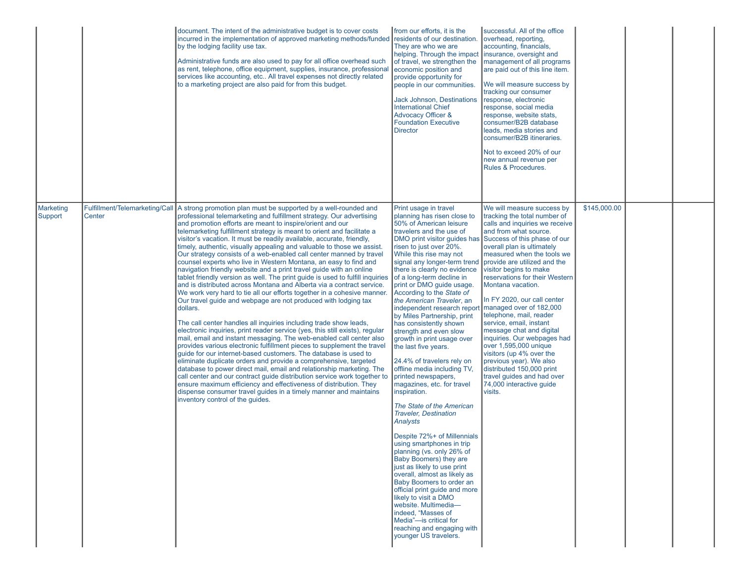| | | | | | | | |
|---|---|---|---|---|---|---|---|
| | | document. The intent of the administrative budget is to cover costs incurred in the implementation of approved marketing methods/funded by the lodging facility use tax.<br><br>Administrative funds are also used to pay for all office overhead such as rent, telephone, office equipment, supplies, insurance, professional services like accounting, etc.. All travel expenses not directly related to a marketing project are also paid for from this budget. | from our efforts, it is the residents of our destination. They are who we are helping. Through the impact of travel, we strengthen the economic position and provide opportunity for people in our communities.<br><br>Jack Johnson, Destinations International Chief Advocacy Officer & Foundation Executive Director | successful. All of the office overhead, reporting, accounting, financials, insurance, oversight and management of all programs are paid out of this line item.<br><br>We will measure success by tracking our consumer response, electronic response, social media response, website stats, consumer/B2B database leads, media stories and consumer/B2B itineraries.<br><br>Not to exceed 20% of our new annual revenue per Rules & Procedures. | | | |
| Marketing Support | Fulfillment/Telemarketing/Call Center | A strong promotion plan must be supported by a well-rounded and professional telemarketing and fulfillment strategy. Our advertising and promotion efforts are meant to inspire/orient and our telemarketing fulfillment strategy is meant to orient and facilitate a visitor's vacation. It must be readily available, accurate, friendly, timely, authentic, visually appealing and valuable to those we assist. Our strategy consists of a web-enabled call center manned by travel counsel experts who live in Western Montana, an easy to find and navigation friendly website and a print travel guide with an online tablet friendly version as well. The print guide is used to fulfill inquiries and is distributed across Montana and Alberta via a contract service. We work very hard to tie all our efforts together in a cohesive manner. Our travel guide and webpage are not produced with lodging tax dollars.<br><br>The call center handles all inquiries including trade show leads, electronic inquiries, print reader service (yes, this still exists), regular mail, email and instant messaging. The web-enabled call center also provides various electronic fulfillment pieces to supplement the travel guide for our internet-based customers. The database is used to eliminate duplicate orders and provide a comprehensive, targeted database to power direct mail, email and relationship marketing. The call center and our contract guide distribution service work together to ensure maximum efficiency and effectiveness of distribution. They dispense consumer travel guides in a timely manner and maintains inventory control of the guides. | Print usage in travel planning has risen close to 50% of American leisure travelers and the use of DMO print visitor guides has risen to just over 20%. While this rise may not signal any longer-term trend there is clearly no evidence of a long-term decline in print or DMO guide usage. According to the *State of the American Traveler*, an independent research report by Miles Partnership, print has consistently shown strength and even slow growth in print usage over the last five years.<br><br>24.4% of travelers rely on offline media including TV, printed newspapers, magazines, etc. for travel inspiration.<br><br>*The State of the American Traveler, Destination Analysts*<br><br>Despite 72%+ of Millennials using smartphones in trip planning (vs. only 26% of Baby Boomers) they are just as likely to use print overall, almost as likely as Baby Boomers to order an official print guide and more likely to visit a DMO website. Multimedia—indeed, "Masses of Media"—is critical for reaching and engaging with younger US travelers. | We will measure success by tracking the total number of calls and inquiries we receive and from what source. Success of this phase of our overall plan is ultimately measured when the tools we provide are utilized and the visitor begins to make reservations for their Western Montana vacation.<br><br>In FY 2020, our call center managed over of 182,000 telephone, mail, reader service, email, instant message chat and digital inquiries. Our webpages had over 1,595,000 unique visitors (up 4% over the previous year). We also distributed 150,000 print travel guides and had over 74,000 interactive guide visits. | $145,000.00 | | |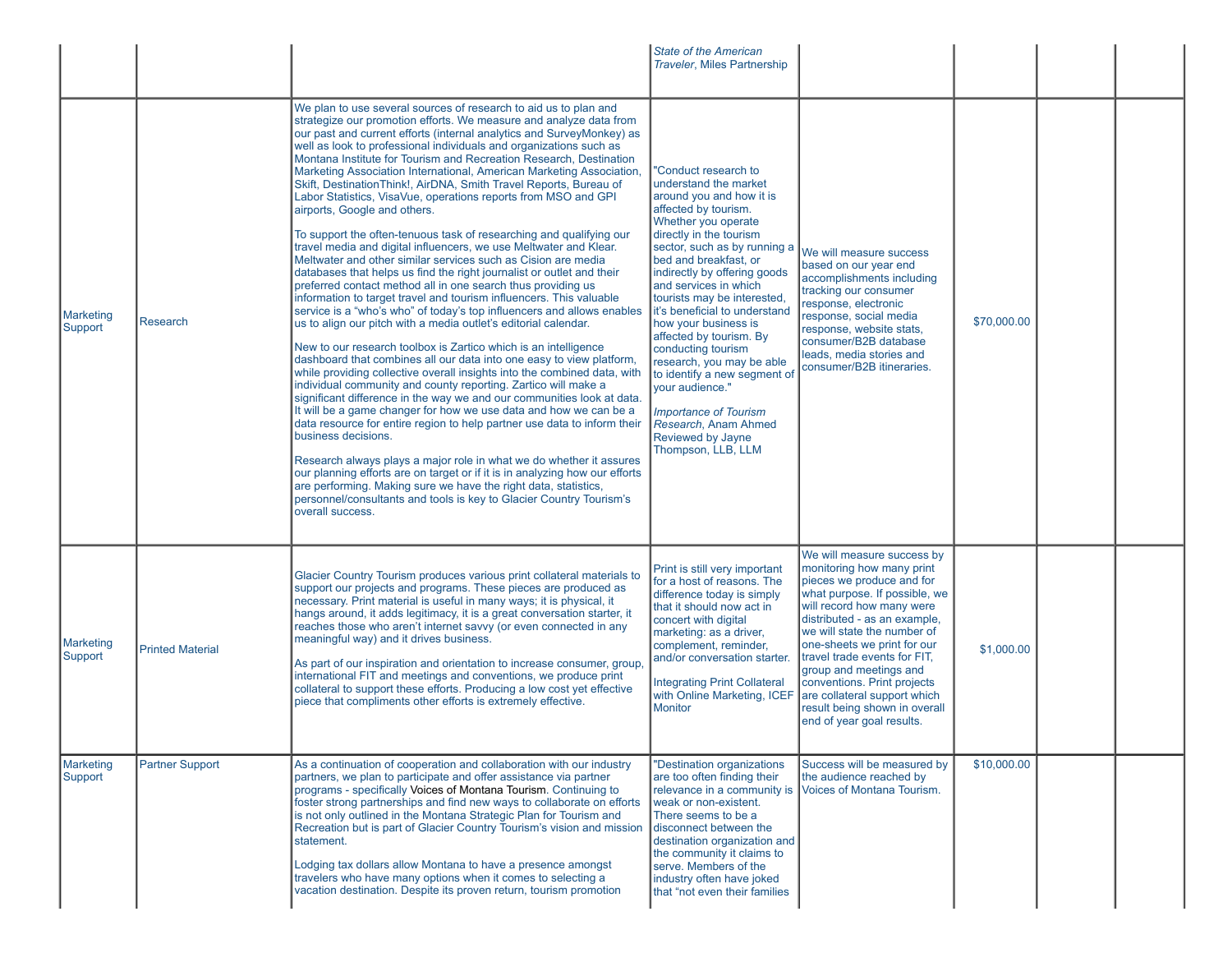| | | | | | | | |
|---|---|---|---|---|---|---|---|
| | | | *State of the American Traveler*, Miles Partnership | | | | |
| Marketing Support | Research | We plan to use several sources of research to aid us to plan and strategize our promotion efforts. We measure and analyze data from our past and current efforts (internal analytics and SurveyMonkey) as well as look to professional individuals and organizations such as Montana Institute for Tourism and Recreation Research, Destination Marketing Association International, American Marketing Association, Skift, DestinationThink!, AirDNA, Smith Travel Reports, Bureau of Labor Statistics, VisaVue, operations reports from MSO and GPI airports, Google and others.<br><br>To support the often-tenuous task of researching and qualifying our travel media and digital influencers, we use Meltwater and Klear. Meltwater and other similar services such as Cision are media databases that helps us find the right journalist or outlet and their preferred contact method all in one search thus providing us information to target travel and tourism influencers. This valuable service is a "who's who" of today's top influencers and allows enables us to align our pitch with a media outlet's editorial calendar.<br><br>New to our research toolbox is Zartico which is an intelligence dashboard that combines all our data into one easy to view platform, while providing collective overall insights into the combined data, with individual community and county reporting. Zartico will make a significant difference in the way we and our communities look at data. It will be a game changer for how we use data and how we can be a data resource for entire region to help partner use data to inform their business decisions.<br><br>Research always plays a major role in what we do whether it assures our planning efforts are on target or if it is in analyzing how our efforts are performing. Making sure we have the right data, statistics, personnel/consultants and tools is key to Glacier Country Tourism's overall success. | "Conduct research to understand the market around you and how it is affected by tourism. Whether you operate directly in the tourism sector, such as by running a bed and breakfast, or indirectly by offering goods and services in which tourists may be interested, it's beneficial to understand how your business is affected by tourism. By conducting tourism research, you may be able to identify a new segment of your audience."<br><br>*Importance of Tourism Research*, Anam Ahmed Reviewed by Jayne Thompson, LLB, LLM | We will measure success based on our year end accomplishments including tracking our consumer response, electronic response, social media response, website stats, consumer/B2B database leads, media stories and consumer/B2B itineraries. | $70,000.00 | | |
| Marketing Support | Printed Material | Glacier Country Tourism produces various print collateral materials to support our projects and programs. These pieces are produced as necessary. Print material is useful in many ways; it is physical, it hangs around, it adds legitimacy, it is a great conversation starter, it reaches those who aren't internet savvy (or even connected in any meaningful way) and it drives business.<br><br>As part of our inspiration and orientation to increase consumer, group, international FIT and meetings and conventions, we produce print collateral to support these efforts. Producing a low cost yet effective piece that compliments other efforts is extremely effective. | Print is still very important for a host of reasons. The difference today is simply that it should now act in concert with digital marketing: as a driver, complement, reminder, and/or conversation starter.<br><br>Integrating Print Collateral with Online Marketing, ICEF Monitor | We will measure success by monitoring how many print pieces we produce and for what purpose. If possible, we will record how many were distributed - as an example, we will state the number of one-sheets we print for our travel trade events for FIT, group and meetings and conventions. Print projects are collateral support which result being shown in overall end of year goal results. | $1,000.00 | | |
| Marketing Support | Partner Support | As a continuation of cooperation and collaboration with our industry partners, we plan to participate and offer assistance via partner programs - specifically Voices of Montana Tourism. Continuing to foster strong partnerships and find new ways to collaborate on efforts is not only outlined in the Montana Strategic Plan for Tourism and Recreation but is part of Glacier Country Tourism's vision and mission statement.<br><br>Lodging tax dollars allow Montana to have a presence amongst travelers who have many options when it comes to selecting a vacation destination. Despite its proven return, tourism promotion | "Destination organizations are too often finding their relevance in a community is weak or non-existent. There seems to be a disconnect between the destination organization and the community it claims to serve. Members of the industry often have joked that "not even their families | Success will be measured by the audience reached by Voices of Montana Tourism. | $10,000.00 | | |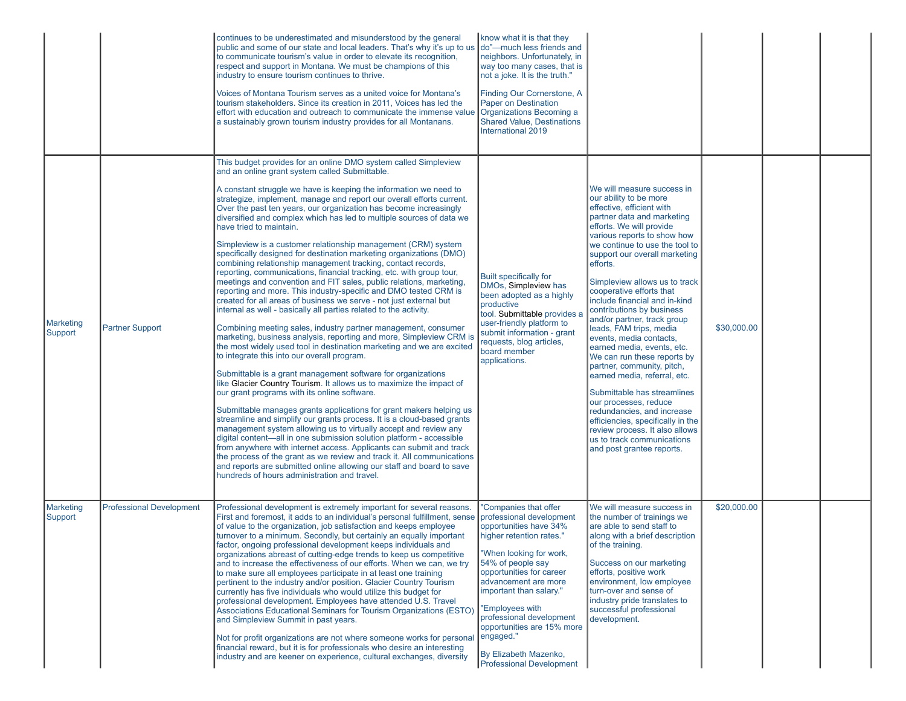| | | | | | | | |
|---|---|---|---|---|---|---|---|
| | | continues to be underestimated and misunderstood by the general public and some of our state and local leaders. That's why it's up to us to communicate tourism's value in order to elevate its recognition, respect and support in Montana. We must be champions of this industry to ensure tourism continues to thrive.<br><br>Voices of Montana Tourism serves as a united voice for Montana's tourism stakeholders. Since its creation in 2011, Voices has led the effort with education and outreach to communicate the immense value a sustainably grown tourism industry provides for all Montanans. | know what it is that they do"—much less friends and neighbors. Unfortunately, in way too many cases, that is not a joke. It is the truth."<br><br>Finding Our Cornerstone, A Paper on Destination Organizations Becoming a Shared Value, Destinations International 2019 | | | | |
| Marketing Support | Partner Support | This budget provides for an online DMO system called Simpleview and an online grant system called Submittable.<br><br>A constant struggle we have is keeping the information we need to strategize, implement, manage and report our overall efforts current. Over the past ten years, our organization has become increasingly diversified and complex which has led to multiple sources of data we have tried to maintain.<br><br>Simpleview is a customer relationship management (CRM) system specifically designed for destination marketing organizations (DMO) combining relationship management tracking, contact records, reporting, communications, financial tracking, etc. with group tour, meetings and convention and FIT sales, public relations, marketing, reporting and more. This industry-specific and DMO tested CRM is created for all areas of business we serve - not just external but internal as well - basically all parties related to the activity.<br><br>Combining meeting sales, industry partner management, consumer marketing, business analysis, reporting and more, Simpleview CRM is the most widely used tool in destination marketing and we are excited to integrate this into our overall program.<br><br>Submittable is a grant management software for organizations like Glacier Country Tourism. It allows us to maximize the impact of our grant programs with its online software.<br><br>Submittable manages grants applications for grant makers helping us streamline and simplify our grants process. It is a cloud-based grants management system allowing us to virtually accept and review any digital content—all in one submission solution platform - accessible from anywhere with internet access. Applicants can submit and track the process of the grant as we review and track it. All communications and reports are submitted online allowing our staff and board to save hundreds of hours administration and travel. | Built specifically for DMOs, Simpleview has been adopted as a highly productive tool. Submittable provides a user-friendly platform to submit information - grant requests, blog articles, board member applications. | We will measure success in our ability to be more effective, efficient with partner data and marketing efforts. We will provide various reports to show how we continue to use the tool to support our overall marketing efforts.<br><br>Simpleview allows us to track cooperative efforts that include financial and in-kind contributions by business and/or partner, track group leads, FAM trips, media events, media contacts, earned media, events, etc. We can run these reports by partner, community, pitch, earned media, referral, etc.<br><br>Submittable has streamlines our processes, reduce redundancies, and increase efficiencies, specifically in the review process. It also allows us to track communications and post grantee reports. | $30,000.00 | | |
| Marketing Support | Professional Development | Professional development is extremely important for several reasons. First and foremost, it adds to an individual's personal fulfillment, sense of value to the organization, job satisfaction and keeps employee turnover to a minimum. Secondly, but certainly an equally important factor, ongoing professional development keeps individuals and organizations abreast of cutting-edge trends to keep us competitive and to increase the effectiveness of our efforts. When we can, we try to make sure all employees participate in at least one training pertinent to the industry and/or position. Glacier Country Tourism currently has five individuals who would utilize this budget for professional development. Employees have attended U.S. Travel Associations Educational Seminars for Tourism Organizations (ESTO) and Simpleview Summit in past years.<br><br>Not for profit organizations are not where someone works for personal financial reward, but it is for professionals who desire an interesting industry and are keener on experience, cultural exchanges, diversity | "Companies that offer professional development opportunities have 34% higher retention rates."<br><br>"When looking for work, 54% of people say opportunities for career advancement are more important than salary."<br><br>"Employees with professional development opportunities are 15% more engaged."<br><br>By Elizabeth Mazenko, Professional Development | We will measure success in the number of trainings we are able to send staff to along with a brief description of the training.<br><br>Success on our marketing efforts, positive work environment, low employee turn-over and sense of industry pride translates to successful professional development. | $20,000.00 | | |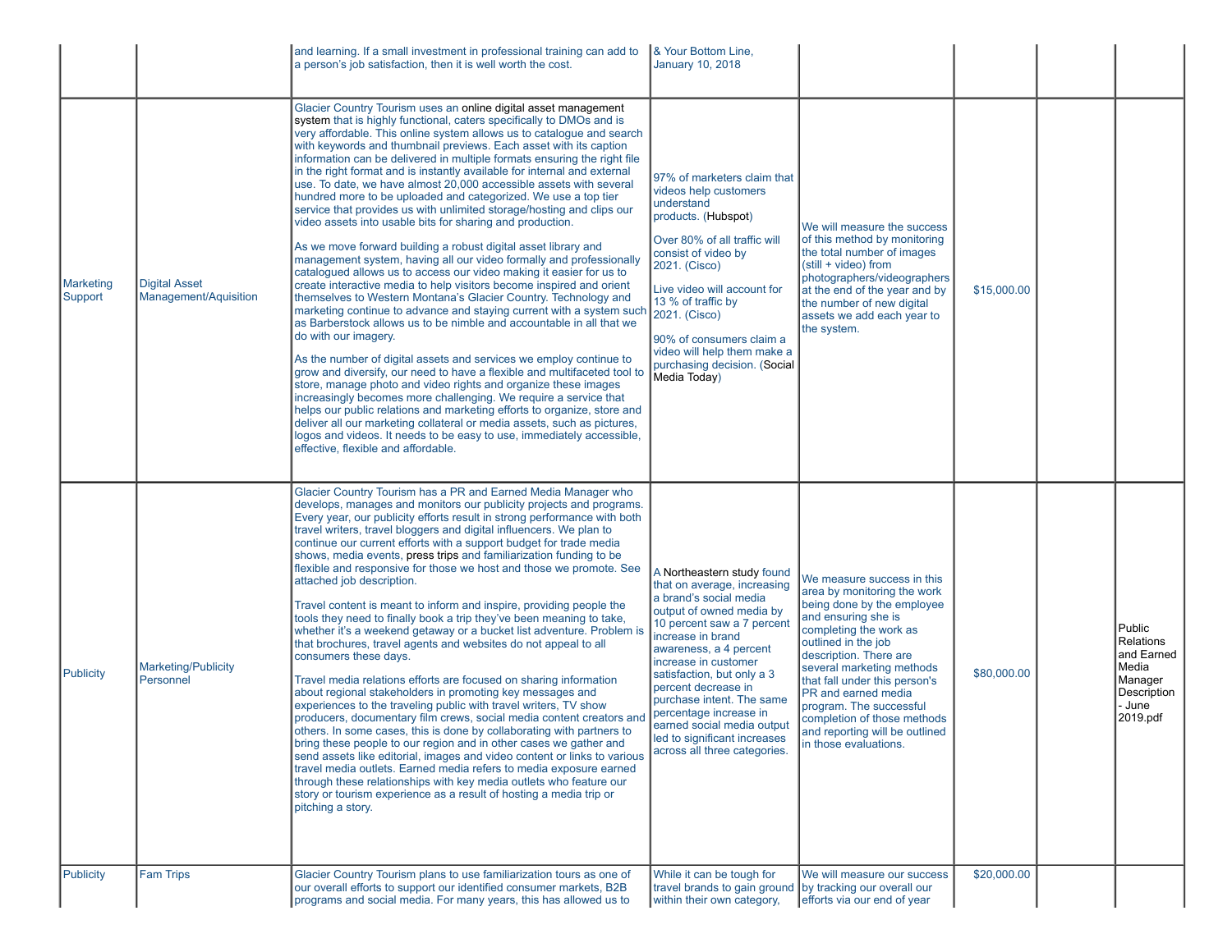|  |  |  |  |  |  |  |  |
|---|---|---|---|---|---|---|---|
|  |  | and learning. If a small investment in professional training can add to a person's job satisfaction, then it is well worth the cost. | & Your Bottom Line, January 10, 2018 |  |  |  |  |
| Marketing Support | Digital Asset Management/Aquisition | Glacier Country Tourism uses an online digital asset management system that is highly functional, caters specifically to DMOs and is very affordable. This online system allows us to catalogue and search with keywords and thumbnail previews. Each asset with its caption information can be delivered in multiple formats ensuring the right file in the right format and is instantly available for internal and external use. To date, we have almost 20,000 accessible assets with several hundred more to be uploaded and categorized. We use a top tier service that provides us with unlimited storage/hosting and clips our video assets into usable bits for sharing and production.<br><br>As we move forward building a robust digital asset library and management system, having all our video formally and professionally catalogued allows us to access our video making it easier for us to create interactive media to help visitors become inspired and orient themselves to Western Montana's Glacier Country. Technology and marketing continue to advance and staying current with a system such as Barberstock allows us to be nimble and accountable in all that we do with our imagery.<br><br>As the number of digital assets and services we employ continue to grow and diversify, our need to have a flexible and multifaceted tool to store, manage photo and video rights and organize these images increasingly becomes more challenging. We require a service that helps our public relations and marketing efforts to organize, store and deliver all our marketing collateral or media assets, such as pictures, logos and videos. It needs to be easy to use, immediately accessible, effective, flexible and affordable. | 97% of marketers claim that videos help customers understand products. (Hubspot)<br><br>Over 80% of all traffic will consist of video by 2021. (Cisco)<br><br>Live video will account for 13 % of traffic by 2021. (Cisco)<br><br>90% of consumers claim a video will help them make a purchasing decision. (Social Media Today) | We will measure the success of this method by monitoring the total number of images (still + video) from photographers/videographers at the end of the year and by the number of new digital assets we add each year to the system. | $15,000.00 |  |  |
| Publicity | Marketing/Publicity Personnel | Glacier Country Tourism has a PR and Earned Media Manager who develops, manages and monitors our publicity projects and programs. Every year, our publicity efforts result in strong performance with both travel writers, travel bloggers and digital influencers. We plan to continue our current efforts with a support budget for trade media shows, media events, press trips and familiarization funding to be flexible and responsive for those we host and those we promote. See attached job description.<br><br>Travel content is meant to inform and inspire, providing people the tools they need to finally book a trip they've been meaning to take, whether it's a weekend getaway or a bucket list adventure. Problem is that brochures, travel agents and websites do not appeal to all consumers these days.<br><br>Travel media relations efforts are focused on sharing information about regional stakeholders in promoting key messages and experiences to the traveling public with travel writers, TV show producers, documentary film crews, social media content creators and others. In some cases, this is done by collaborating with partners to bring these people to our region and in other cases we gather and send assets like editorial, images and video content or links to various travel media outlets. Earned media refers to media exposure earned through these relationships with key media outlets who feature our story or tourism experience as a result of hosting a media trip or pitching a story. | A Northeastern study found that on average, increasing a brand's social media output of owned media by 10 percent saw a 7 percent increase in brand awareness, a 4 percent increase in customer satisfaction, but only a 3 percent decrease in purchase intent. The same percentage increase in earned social media output led to significant increases across all three categories. | We measure success in this area by monitoring the work being done by the employee and ensuring she is completing the work as outlined in the job description. There are several marketing methods that fall under this person's PR and earned media program. The successful completion of those methods and reporting will be outlined in those evaluations. | $80,000.00 |  | Public Relations and Earned Media Manager Description - June 2019.pdf |
| Publicity | Fam Trips | Glacier Country Tourism plans to use familiarization tours as one of our overall efforts to support our identified consumer markets, B2B programs and social media. For many years, this has allowed us to | While it can be tough for travel brands to gain ground within their own category, | We will measure our success by tracking our overall our efforts via our end of year | $20,000.00 |  |  |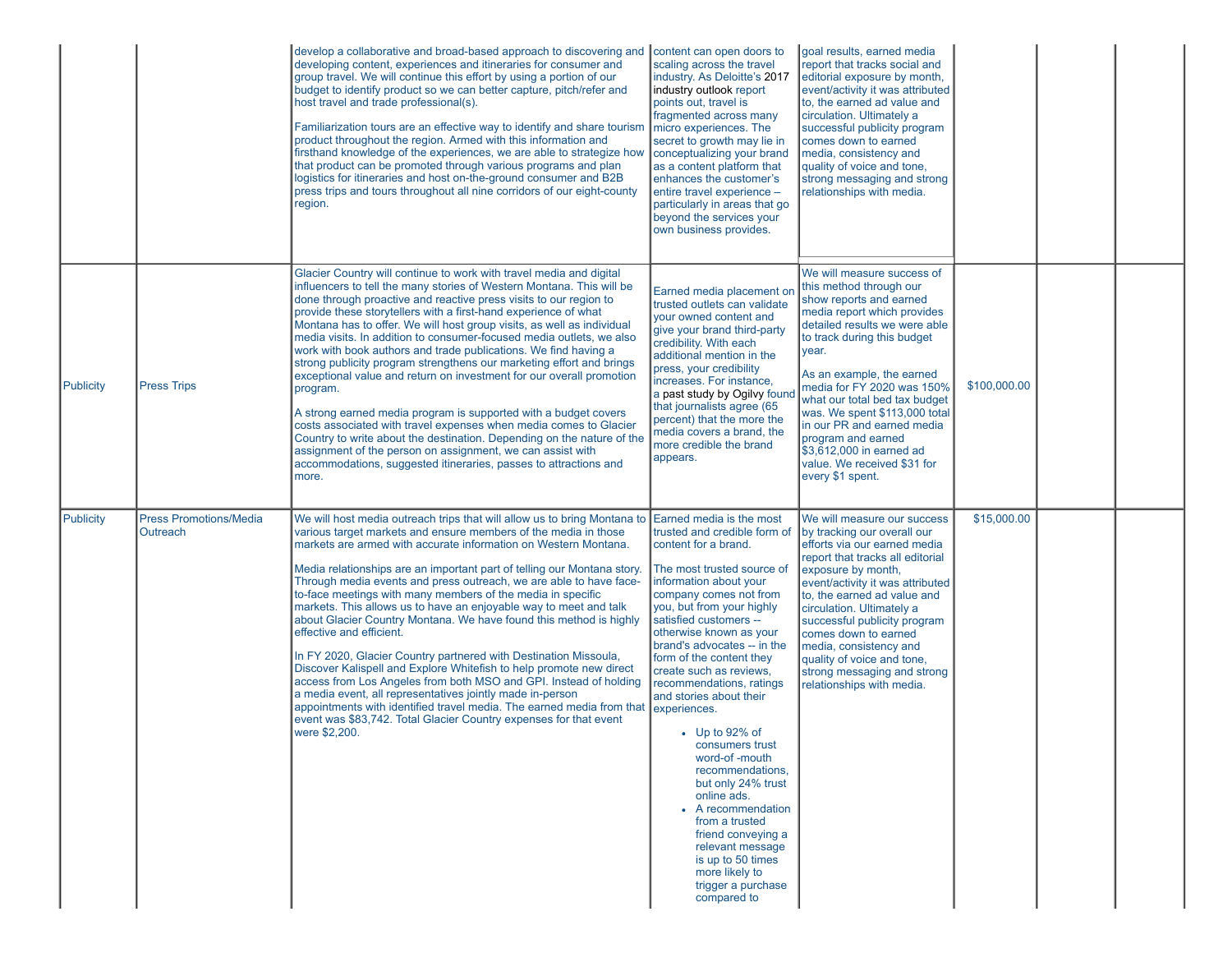| | | | | | | | |
|---|---|---|---|---|---|---|---|
| | | develop a collaborative and broad-based approach to discovering and developing content, experiences and itineraries for consumer and group travel. We will continue this effort by using a portion of our budget to identify product so we can better capture, pitch/refer and host travel and trade professional(s).<br><br>Familiarization tours are an effective way to identify and share tourism product throughout the region. Armed with this information and firsthand knowledge of the experiences, we are able to strategize how that product can be promoted through various programs and plan logistics for itineraries and host on-the-ground consumer and B2B press trips and tours throughout all nine corridors of our eight-county region. | content can open doors to scaling across the travel industry. As Deloitte's 2017 industry outlook report points out, travel is fragmented across many micro experiences. The secret to growth may lie in conceptualizing your brand as a content platform that enhances the customer's entire travel experience – particularly in areas that go beyond the services your own business provides. | goal results, earned media report that tracks social and editorial exposure by month, event/activity it was attributed to, the earned ad value and circulation. Ultimately a successful publicity program comes down to earned media, consistency and quality of voice and tone, strong messaging and strong relationships with media. | | | |
| Publicity | Press Trips | Glacier Country will continue to work with travel media and digital influencers to tell the many stories of Western Montana. This will be done through proactive and reactive press visits to our region to provide these storytellers with a first-hand experience of what Montana has to offer. We will host group visits, as well as individual media visits. In addition to consumer-focused media outlets, we also work with book authors and trade publications. We find having a strong publicity program strengthens our marketing effort and brings exceptional value and return on investment for our overall promotion program.<br><br>A strong earned media program is supported with a budget covers costs associated with travel expenses when media comes to Glacier Country to write about the destination. Depending on the nature of the assignment of the person on assignment, we can assist with accommodations, suggested itineraries, passes to attractions and more. | Earned media placement on trusted outlets can validate your owned content and give your brand third-party credibility. With each additional mention in the press, your credibility increases. For instance, a past study by Ogilvy found that journalists agree (65 percent) that the more the media covers a brand, the more credible the brand appears. | We will measure success of this method through our show reports and earned media report which provides detailed results we were able to track during this budget year.<br><br>As an example, the earned media for FY 2020 was 150% what our total bed tax budget was. We spent $113,000 total in our PR and earned media program and earned $3,612,000 in earned ad value. We received $31 for every $1 spent. | $100,000.00 | | |
| Publicity | Press Promotions/Media Outreach | We will host media outreach trips that will allow us to bring Montana to various target markets and ensure members of the media in those markets are armed with accurate information on Western Montana.<br><br>Media relationships are an important part of telling our Montana story. Through media events and press outreach, we are able to have face-to-face meetings with many members of the media in specific markets. This allows us to have an enjoyable way to meet and talk about Glacier Country Montana. We have found this method is highly effective and efficient.<br><br>In FY 2020, Glacier Country partnered with Destination Missoula, Discover Kalispell and Explore Whitefish to help promote new direct access from Los Angeles from both MSO and GPI. Instead of holding a media event, all representatives jointly made in-person appointments with identified travel media. The earned media from that event was $83,742. Total Glacier Country expenses for that event were $2,200. | Earned media is the most trusted and credible form of content for a brand.<br><br>The most trusted source of information about your company comes not from you, but from your highly satisfied customers -- otherwise known as your brand's advocates -- in the form of the content they create such as reviews, recommendations, ratings and stories about their experiences.<br><br>• Up to 92% of consumers trust word-of -mouth recommendations, but only 24% trust online ads.<br>• A recommendation from a trusted friend conveying a relevant message is up to 50 times more likely to trigger a purchase compared to | We will measure our success by tracking our overall our efforts via our earned media report that tracks all editorial exposure by month, event/activity it was attributed to, the earned ad value and circulation. Ultimately a successful publicity program comes down to earned media, consistency and quality of voice and tone, strong messaging and strong relationships with media. | $15,000.00 | | |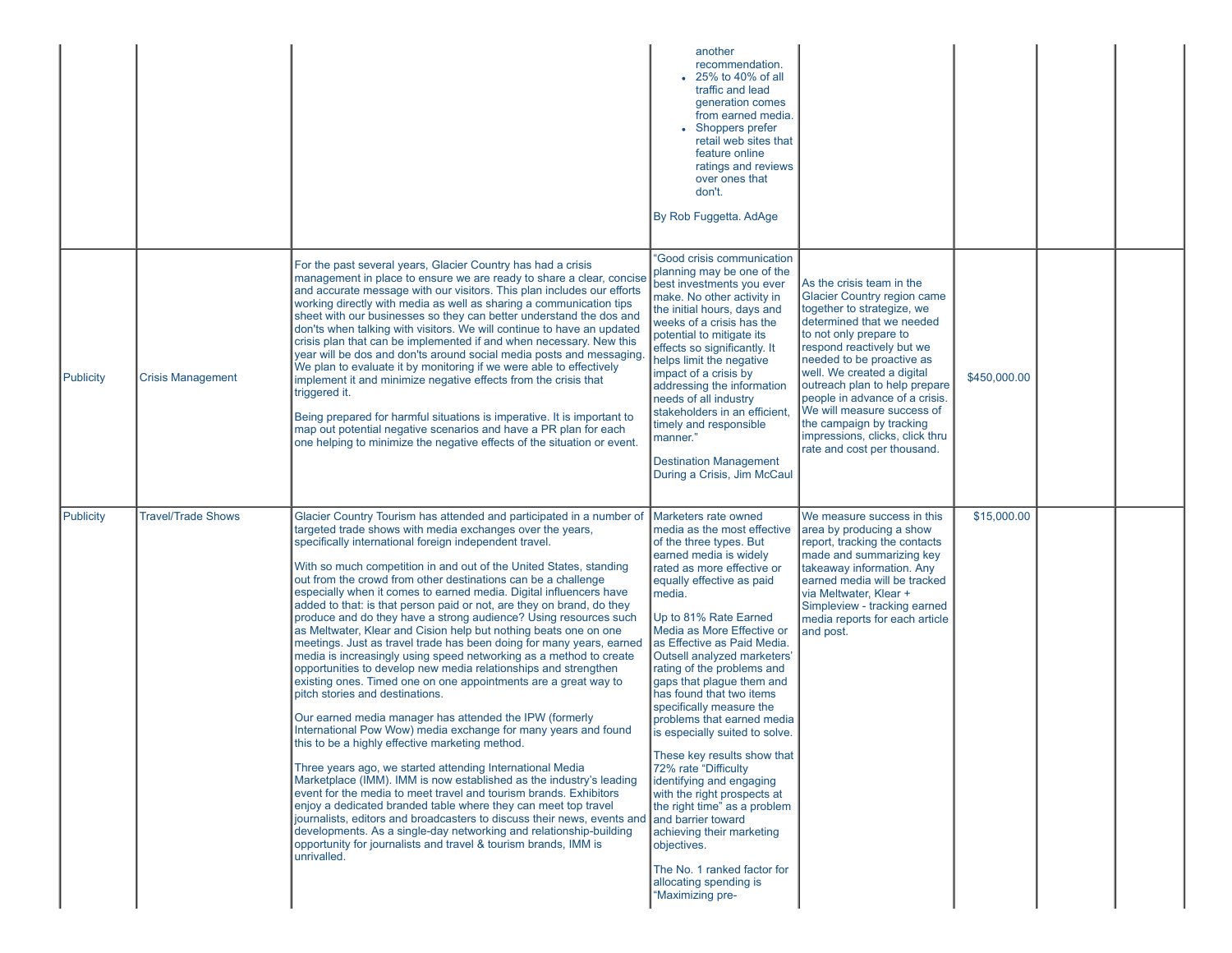| | | | | | | | |
|---|---|---|---|---|---|---|---|
| | | | • another recommendation.<br>• 25% to 40% of all traffic and lead generation comes from earned media.<br>• Shoppers prefer retail web sites that feature online ratings and reviews over ones that don't.<br><br>By Rob Fuggetta. AdAge | | | | |
| Publicity | Crisis Management | For the past several years, Glacier Country has had a crisis management in place to ensure we are ready to share a clear, concise and accurate message with our visitors. This plan includes our efforts working directly with media as well as sharing a communication tips sheet with our businesses so they can better understand the dos and don'ts when talking with visitors. We will continue to have an updated crisis plan that can be implemented if and when necessary. New this year will be dos and don'ts around social media posts and messaging. We plan to evaluate it by monitoring if we were able to effectively implement it and minimize negative effects from the crisis that triggered it.<br><br>Being prepared for harmful situations is imperative. It is important to map out potential negative scenarios and have a PR plan for each one helping to minimize the negative effects of the situation or event. | "Good crisis communication planning may be one of the best investments you ever make. No other activity in the initial hours, days and weeks of a crisis has the potential to mitigate its effects so significantly. It helps limit the negative impact of a crisis by addressing the information needs of all industry stakeholders in an efficient, timely and responsible manner."<br><br>Destination Management During a Crisis, Jim McCaul | As the crisis team in the Glacier Country region came together to strategize, we determined that we needed to not only prepare to respond reactively but we needed to be proactive as well. We created a digital outreach plan to help prepare people in advance of a crisis. We will measure success of the campaign by tracking impressions, clicks, click thru rate and cost per thousand. | $450,000.00 | | |
| Publicity | Travel/Trade Shows | Glacier Country Tourism has attended and participated in a number of targeted trade shows with media exchanges over the years, specifically international foreign independent travel.<br><br>With so much competition in and out of the United States, standing out from the crowd from other destinations can be a challenge especially when it comes to earned media. Digital influencers have added to that: is that person paid or not, are they on brand, do they produce and do they have a strong audience? Using resources such as Meltwater, Klear and Cision help but nothing beats one on one meetings. Just as travel trade has been doing for many years, earned media is increasingly using speed networking as a method to create opportunities to develop new media relationships and strengthen existing ones. Timed one on one appointments are a great way to pitch stories and destinations.<br><br>Our earned media manager has attended the IPW (formerly International Pow Wow) media exchange for many years and found this to be a highly effective marketing method.<br><br>Three years ago, we started attending International Media Marketplace (IMM). IMM is now established as the industry's leading event for the media to meet travel and tourism brands. Exhibitors enjoy a dedicated branded table where they can meet top travel journalists, editors and broadcasters to discuss their news, events and developments. As a single-day networking and relationship-building opportunity for journalists and travel & tourism brands, IMM is unrivalled. | Marketers rate owned media as the most effective of the three types. But earned media is widely rated as more effective or equally effective as paid media.<br><br>Up to 81% Rate Earned Media as More Effective or as Effective as Paid Media. Outsell analyzed marketers' rating of the problems and gaps that plague them and has found that two items specifically measure the problems that earned media is especially suited to solve.<br><br>These key results show that 72% rate "Difficulty identifying and engaging with the right prospects at the right time" as a problem and barrier toward achieving their marketing objectives.<br><br>The No. 1 ranked factor for allocating spending is "Maximizing pre- | We measure success in this area by producing a show report, tracking the contacts made and summarizing key takeaway information. Any earned media will be tracked via Meltwater, Klear + Simpleview - tracking earned media reports for each article and post. | $15,000.00 | | |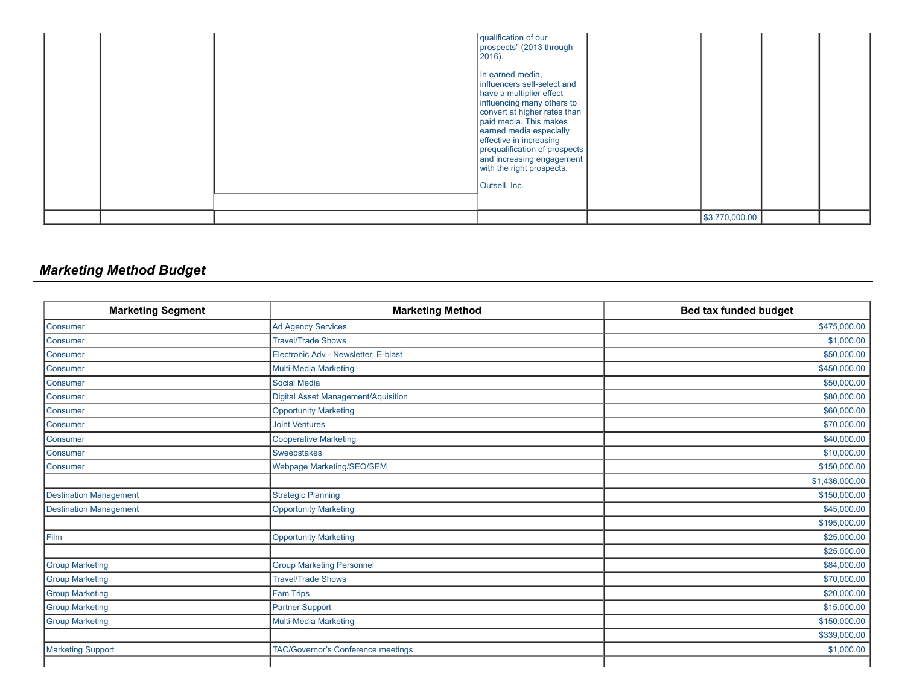| | | | | | | | |
|---|---|---|---|---|---|---|---|
| | | | qualification of our prospects" (2013 through 2016).<br><br>In earned media, influencers self-select and have a multiplier effect influencing many others to convert at higher rates than paid media. This makes earned media especially effective in increasing prequalification of prospects and increasing engagement with the right prospects.<br><br>Outsell, Inc. | | | | |
| | | | | | $3,770,000.00 | | |

## *Marketing Method Budget*

| Marketing Segment | Marketing Method | Bed tax funded budget |
|---|---|---:|
| Consumer | Ad Agency Services | $475,000.00 |
| Consumer | Travel/Trade Shows | $1,000.00 |
| Consumer | Electronic Adv - Newsletter, E-blast | $50,000.00 |
| Consumer | Multi-Media Marketing | $450,000.00 |
| Consumer | Social Media | $50,000.00 |
| Consumer | Digital Asset Management/Aquisition | $80,000.00 |
| Consumer | Opportunity Marketing | $60,000.00 |
| Consumer | Joint Ventures | $70,000.00 |
| Consumer | Cooperative Marketing | $40,000.00 |
| Consumer | Sweepstakes | $10,000.00 |
| Consumer | Webpage Marketing/SEO/SEM | $150,000.00 |
| | | $1,436,000.00 |
| Destination Management | Strategic Planning | $150,000.00 |
| Destination Management | Opportunity Marketing | $45,000.00 |
| | | $195,000.00 |
| Film | Opportunity Marketing | $25,000.00 |
| | | $25,000.00 |
| Group Marketing | Group Marketing Personnel | $84,000.00 |
| Group Marketing | Travel/Trade Shows | $70,000.00 |
| Group Marketing | Fam Trips | $20,000.00 |
| Group Marketing | Partner Support | $15,000.00 |
| Group Marketing | Multi-Media Marketing | $150,000.00 |
| | | $339,000.00 |
| Marketing Support | TAC/Governor's Conference meetings | $1,000.00 |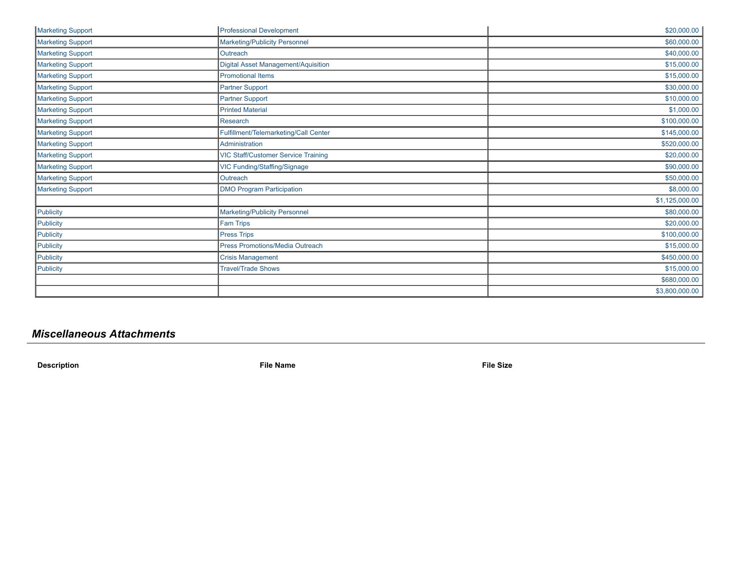| | | |
|---|---|---|
| Marketing Support | Professional Development | $20,000.00 |
| Marketing Support | Marketing/Publicity Personnel | $60,000.00 |
| Marketing Support | Outreach | $40,000.00 |
| Marketing Support | Digital Asset Management/Aquisition | $15,000.00 |
| Marketing Support | Promotional Items | $15,000.00 |
| Marketing Support | Partner Support | $30,000.00 |
| Marketing Support | Partner Support | $10,000.00 |
| Marketing Support | Printed Material | $1,000.00 |
| Marketing Support | Research | $100,000.00 |
| Marketing Support | Fulfillment/Telemarketing/Call Center | $145,000.00 |
| Marketing Support | Administration | $520,000.00 |
| Marketing Support | VIC Staff/Customer Service Training | $20,000.00 |
| Marketing Support | VIC Funding/Staffing/Signage | $90,000.00 |
| Marketing Support | Outreach | $50,000.00 |
| Marketing Support | DMO Program Participation | $8,000.00 |
| | | $1,125,000.00 |
| Publicity | Marketing/Publicity Personnel | $80,000.00 |
| Publicity | Fam Trips | $20,000.00 |
| Publicity | Press Trips | $100,000.00 |
| Publicity | Press Promotions/Media Outreach | $15,000.00 |
| Publicity | Crisis Management | $450,000.00 |
| Publicity | Travel/Trade Shows | $15,000.00 |
| | | $680,000.00 |
| | | $3,800,000.00 |

## *Miscellaneous Attachments*

| Description | File Name | File Size |
|---|---|---|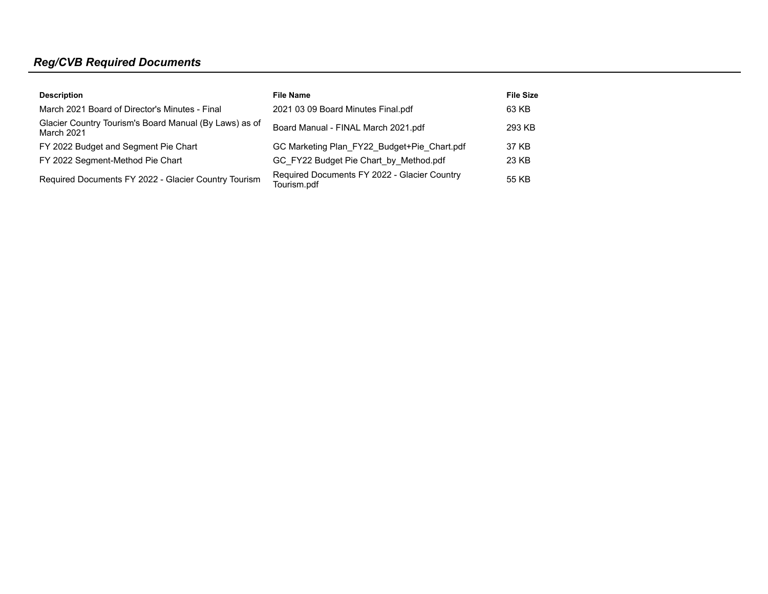## *Reg/CVB Required Documents*

| Description | File Name | File Size |
| --- | --- | --- |
| March 2021 Board of Director's Minutes - Final | 2021 03 09 Board Minutes Final.pdf | 63 KB |
| Glacier Country Tourism's Board Manual (By Laws) as of March 2021 | Board Manual - FINAL March 2021.pdf | 293 KB |
| FY 2022 Budget and Segment Pie Chart | GC Marketing Plan_FY22_Budget+Pie_Chart.pdf | 37 KB |
| FY 2022 Segment-Method Pie Chart | GC_FY22 Budget Pie Chart_by_Method.pdf | 23 KB |
| Required Documents FY 2022 - Glacier Country Tourism | Required Documents FY 2022 - Glacier Country Tourism.pdf | 55 KB |